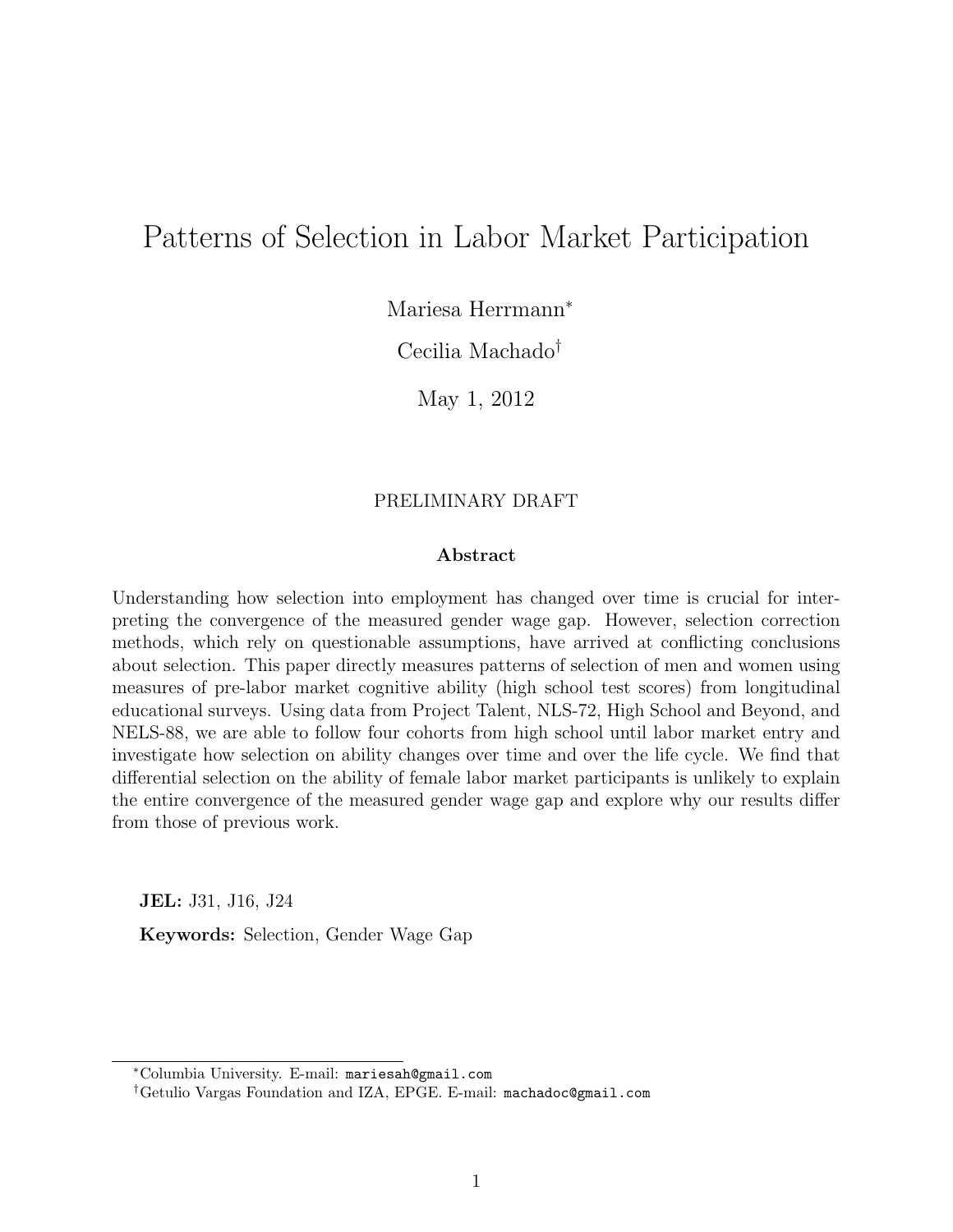# Patterns of Selection in Labor Market Participation

Mariesa Herrmann[*]

Cecilia Machado[†]

May 1, 2012

PRELIMINARY DRAFT

## Abstract

Understanding how selection into employment has changed over time is crucial for interpreting the convergence of the measured gender wage gap. However, selection correction methods, which rely on questionable assumptions, have arrived at conflicting conclusions about selection. This paper directly measures patterns of selection of men and women using measures of pre-labor market cognitive ability (high school test scores) from longitudinal educational surveys. Using data from Project Talent, NLS-72, High School and Beyond, and NELS-88, we are able to follow four cohorts from high school until labor market entry and investigate how selection on ability changes over time and over the life cycle. We find that differential selection on the ability of female labor market participants is unlikely to explain the entire convergence of the measured gender wage gap and explore why our results differ from those of previous work.

**JEL:** J31, J16, J24

**Keywords:** Selection, Gender Wage Gap

---

[*] Columbia University. E-mail: mariesah@gmail.com

[†] Getulio Vargas Foundation and IZA, EPGE. E-mail: machadoc@gmail.com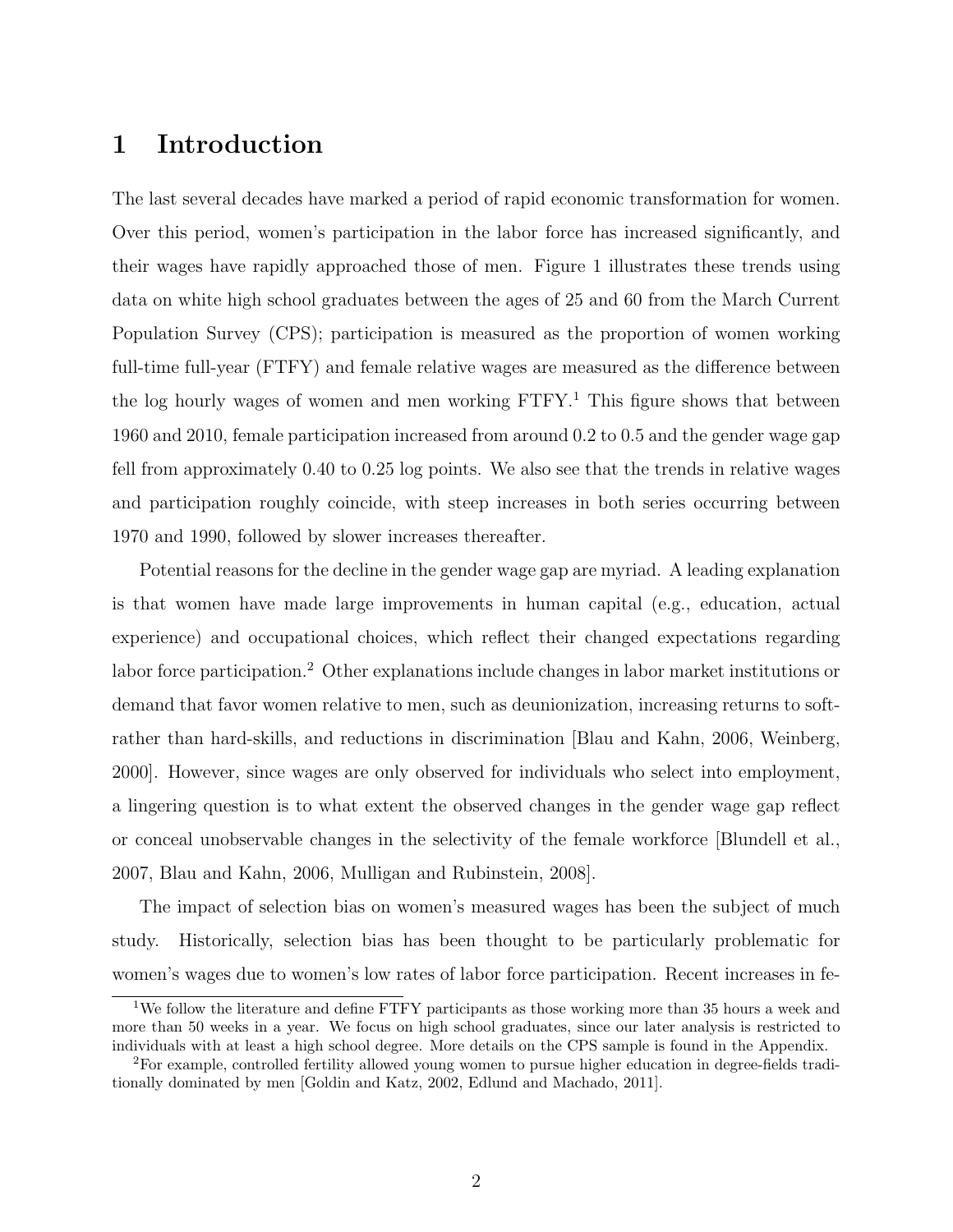# 1 Introduction

The last several decades have marked a period of rapid economic transformation for women. Over this period, women's participation in the labor force has increased significantly, and their wages have rapidly approached those of men. Figure 1 illustrates these trends using data on white high school graduates between the ages of 25 and 60 from the March Current Population Survey (CPS); participation is measured as the proportion of women working full-time full-year (FTFY) and female relative wages are measured as the difference between the log hourly wages of women and men working FTFY.[1] This figure shows that between 1960 and 2010, female participation increased from around 0.2 to 0.5 and the gender wage gap fell from approximately 0.40 to 0.25 log points. We also see that the trends in relative wages and participation roughly coincide, with steep increases in both series occurring between 1970 and 1990, followed by slower increases thereafter.

Potential reasons for the decline in the gender wage gap are myriad. A leading explanation is that women have made large improvements in human capital (e.g., education, actual experience) and occupational choices, which reflect their changed expectations regarding labor force participation.[2] Other explanations include changes in labor market institutions or demand that favor women relative to men, such as deunionization, increasing returns to soft- rather than hard-skills, and reductions in discrimination [Blau and Kahn, 2006, Weinberg, 2000]. However, since wages are only observed for individuals who select into employment, a lingering question is to what extent the observed changes in the gender wage gap reflect or conceal unobservable changes in the selectivity of the female workforce [Blundell et al., 2007, Blau and Kahn, 2006, Mulligan and Rubinstein, 2008].

The impact of selection bias on women's measured wages has been the subject of much study. Historically, selection bias has been thought to be particularly problematic for women's wages due to women's low rates of labor force participation. Recent increases in fe-

[1] We follow the literature and define FTFY participants as those working more than 35 hours a week and more than 50 weeks in a year. We focus on high school graduates, since our later analysis is restricted to individuals with at least a high school degree. More details on the CPS sample is found in the Appendix.

[2] For example, controlled fertility allowed young women to pursue higher education in degree-fields traditionally dominated by men [Goldin and Katz, 2002, Edlund and Machado, 2011].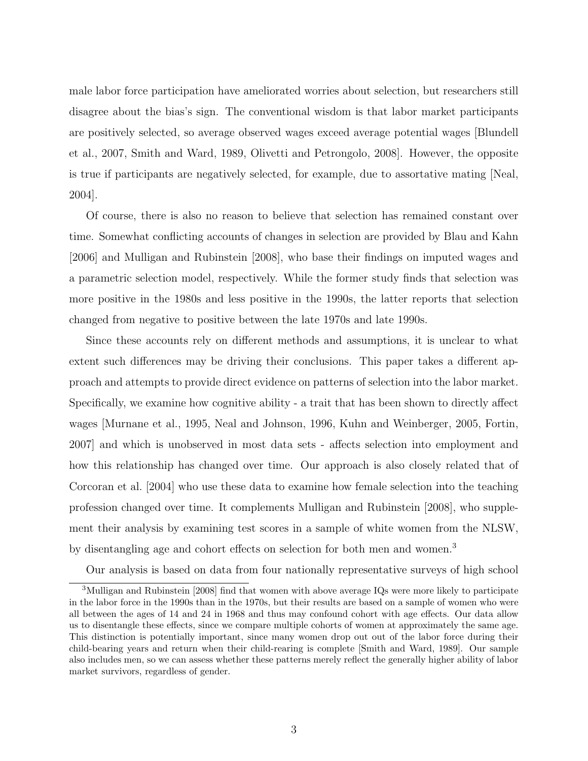male labor force participation have ameliorated worries about selection, but researchers still disagree about the bias's sign. The conventional wisdom is that labor market participants are positively selected, so average observed wages exceed average potential wages [Blundell et al., 2007, Smith and Ward, 1989, Olivetti and Petrongolo, 2008]. However, the opposite is true if participants are negatively selected, for example, due to assortative mating [Neal, 2004].

Of course, there is also no reason to believe that selection has remained constant over time. Somewhat conflicting accounts of changes in selection are provided by Blau and Kahn [2006] and Mulligan and Rubinstein [2008], who base their findings on imputed wages and a parametric selection model, respectively. While the former study finds that selection was more positive in the 1980s and less positive in the 1990s, the latter reports that selection changed from negative to positive between the late 1970s and late 1990s.

Since these accounts rely on different methods and assumptions, it is unclear to what extent such differences may be driving their conclusions. This paper takes a different approach and attempts to provide direct evidence on patterns of selection into the labor market. Specifically, we examine how cognitive ability - a trait that has been shown to directly affect wages [Murnane et al., 1995, Neal and Johnson, 1996, Kuhn and Weinberger, 2005, Fortin, 2007] and which is unobserved in most data sets - affects selection into employment and how this relationship has changed over time. Our approach is also closely related that of Corcoran et al. [2004] who use these data to examine how female selection into the teaching profession changed over time. It complements Mulligan and Rubinstein [2008], who supplement their analysis by examining test scores in a sample of white women from the NLSW, by disentangling age and cohort effects on selection for both men and women.[3]

Our analysis is based on data from four nationally representative surveys of high school

[3] Mulligan and Rubinstein [2008] find that women with above average IQs were more likely to participate in the labor force in the 1990s than in the 1970s, but their results are based on a sample of women who were all between the ages of 14 and 24 in 1968 and thus may confound cohort with age effects. Our data allow us to disentangle these effects, since we compare multiple cohorts of women at approximately the same age. This distinction is potentially important, since many women drop out out of the labor force during their child-bearing years and return when their child-rearing is complete [Smith and Ward, 1989]. Our sample also includes men, so we can assess whether these patterns merely reflect the generally higher ability of labor market survivors, regardless of gender.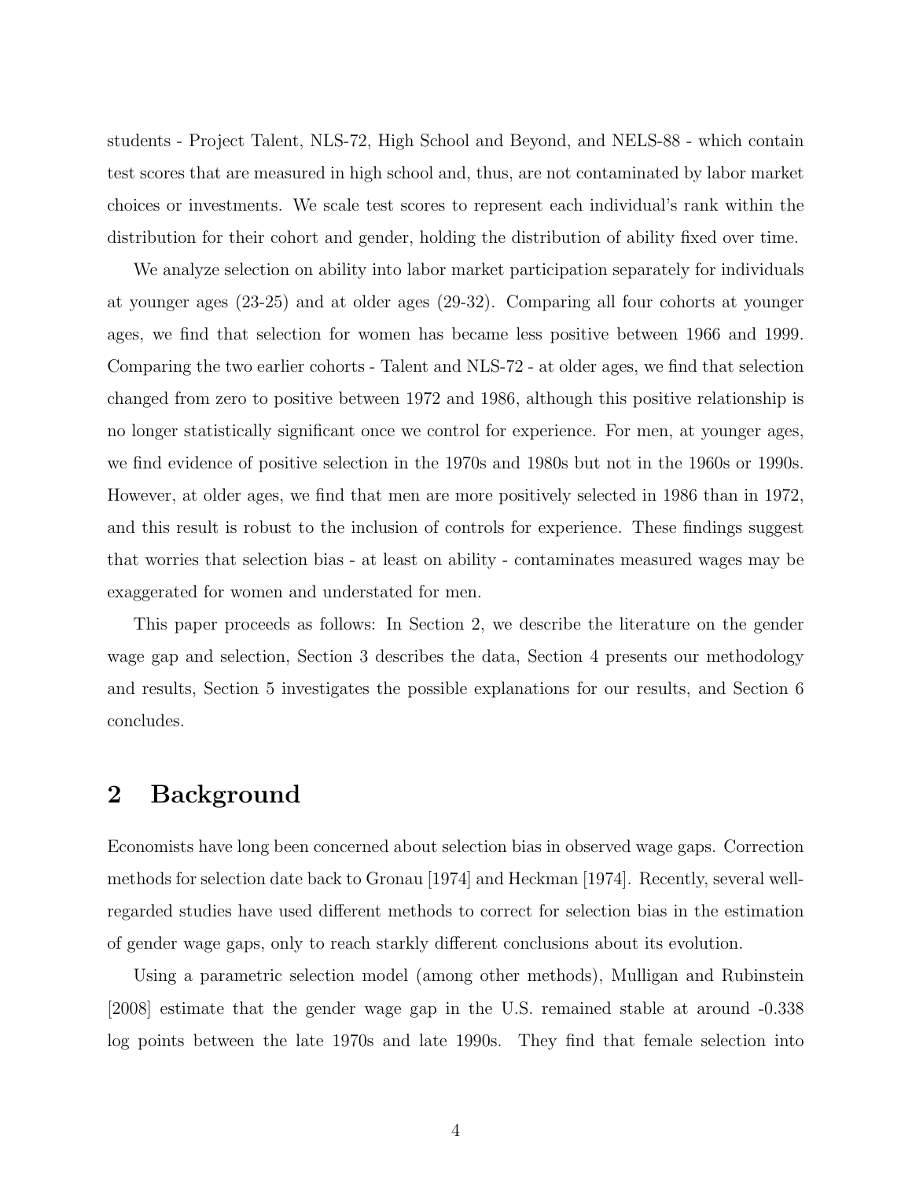students - Project Talent, NLS-72, High School and Beyond, and NELS-88 - which contain test scores that are measured in high school and, thus, are not contaminated by labor market choices or investments. We scale test scores to represent each individual's rank within the distribution for their cohort and gender, holding the distribution of ability fixed over time.

We analyze selection on ability into labor market participation separately for individuals at younger ages (23-25) and at older ages (29-32). Comparing all four cohorts at younger ages, we find that selection for women has became less positive between 1966 and 1999. Comparing the two earlier cohorts - Talent and NLS-72 - at older ages, we find that selection changed from zero to positive between 1972 and 1986, although this positive relationship is no longer statistically significant once we control for experience. For men, at younger ages, we find evidence of positive selection in the 1970s and 1980s but not in the 1960s or 1990s. However, at older ages, we find that men are more positively selected in 1986 than in 1972, and this result is robust to the inclusion of controls for experience. These findings suggest that worries that selection bias - at least on ability - contaminates measured wages may be exaggerated for women and understated for men.

This paper proceeds as follows: In Section 2, we describe the literature on the gender wage gap and selection, Section 3 describes the data, Section 4 presents our methodology and results, Section 5 investigates the possible explanations for our results, and Section 6 concludes.

## 2 Background

Economists have long been concerned about selection bias in observed wage gaps. Correction methods for selection date back to Gronau [1974] and Heckman [1974]. Recently, several well-regarded studies have used different methods to correct for selection bias in the estimation of gender wage gaps, only to reach starkly different conclusions about its evolution.

Using a parametric selection model (among other methods), Mulligan and Rubinstein [2008] estimate that the gender wage gap in the U.S. remained stable at around -0.338 log points between the late 1970s and late 1990s. They find that female selection into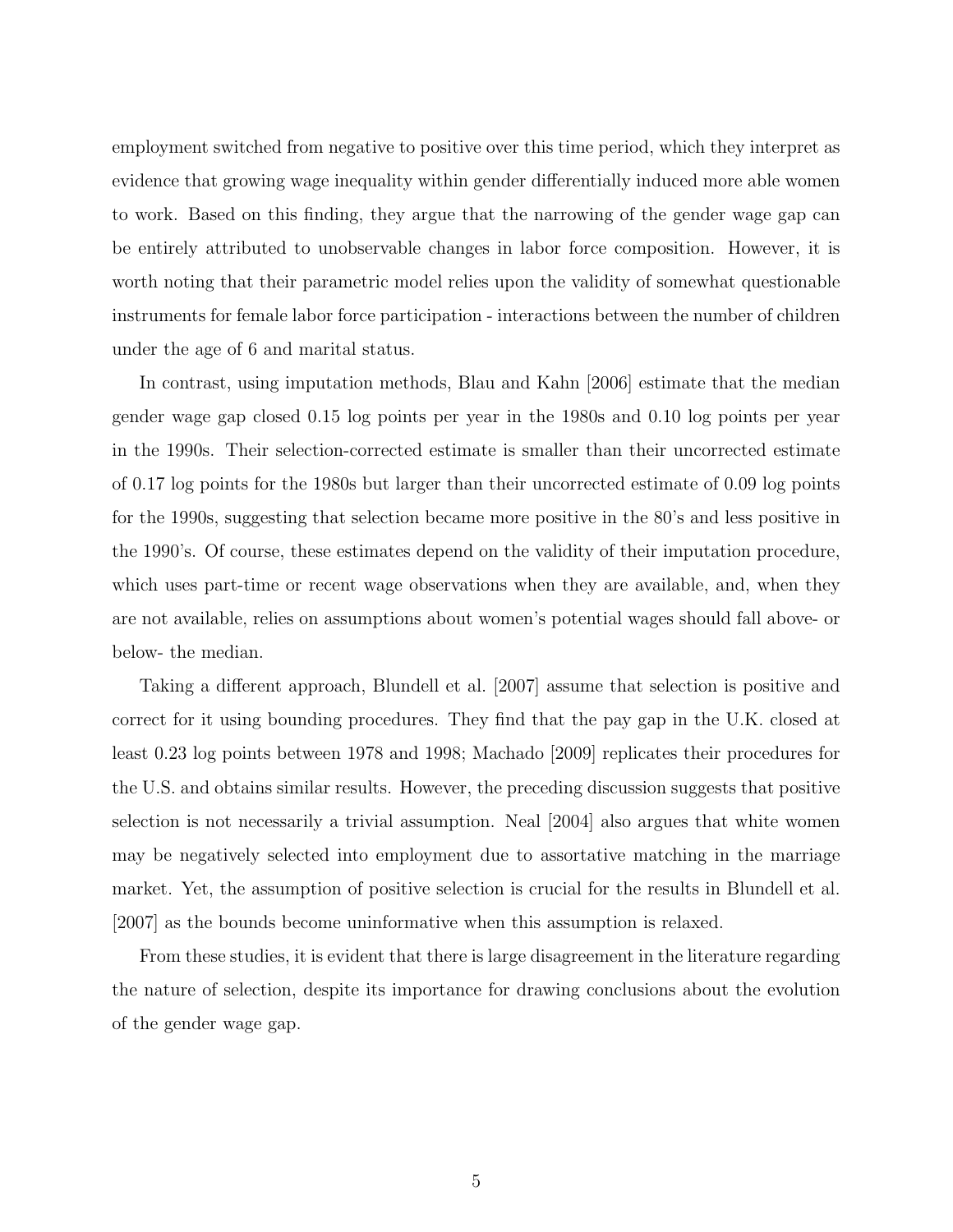employment switched from negative to positive over this time period, which they interpret as evidence that growing wage inequality within gender differentially induced more able women to work. Based on this finding, they argue that the narrowing of the gender wage gap can be entirely attributed to unobservable changes in labor force composition. However, it is worth noting that their parametric model relies upon the validity of somewhat questionable instruments for female labor force participation - interactions between the number of children under the age of 6 and marital status.

In contrast, using imputation methods, Blau and Kahn [2006] estimate that the median gender wage gap closed 0.15 log points per year in the 1980s and 0.10 log points per year in the 1990s. Their selection-corrected estimate is smaller than their uncorrected estimate of 0.17 log points for the 1980s but larger than their uncorrected estimate of 0.09 log points for the 1990s, suggesting that selection became more positive in the 80's and less positive in the 1990's. Of course, these estimates depend on the validity of their imputation procedure, which uses part-time or recent wage observations when they are available, and, when they are not available, relies on assumptions about women's potential wages should fall above- or below- the median.

Taking a different approach, Blundell et al. [2007] assume that selection is positive and correct for it using bounding procedures. They find that the pay gap in the U.K. closed at least 0.23 log points between 1978 and 1998; Machado [2009] replicates their procedures for the U.S. and obtains similar results. However, the preceding discussion suggests that positive selection is not necessarily a trivial assumption. Neal [2004] also argues that white women may be negatively selected into employment due to assortative matching in the marriage market. Yet, the assumption of positive selection is crucial for the results in Blundell et al. [2007] as the bounds become uninformative when this assumption is relaxed.

From these studies, it is evident that there is large disagreement in the literature regarding the nature of selection, despite its importance for drawing conclusions about the evolution of the gender wage gap.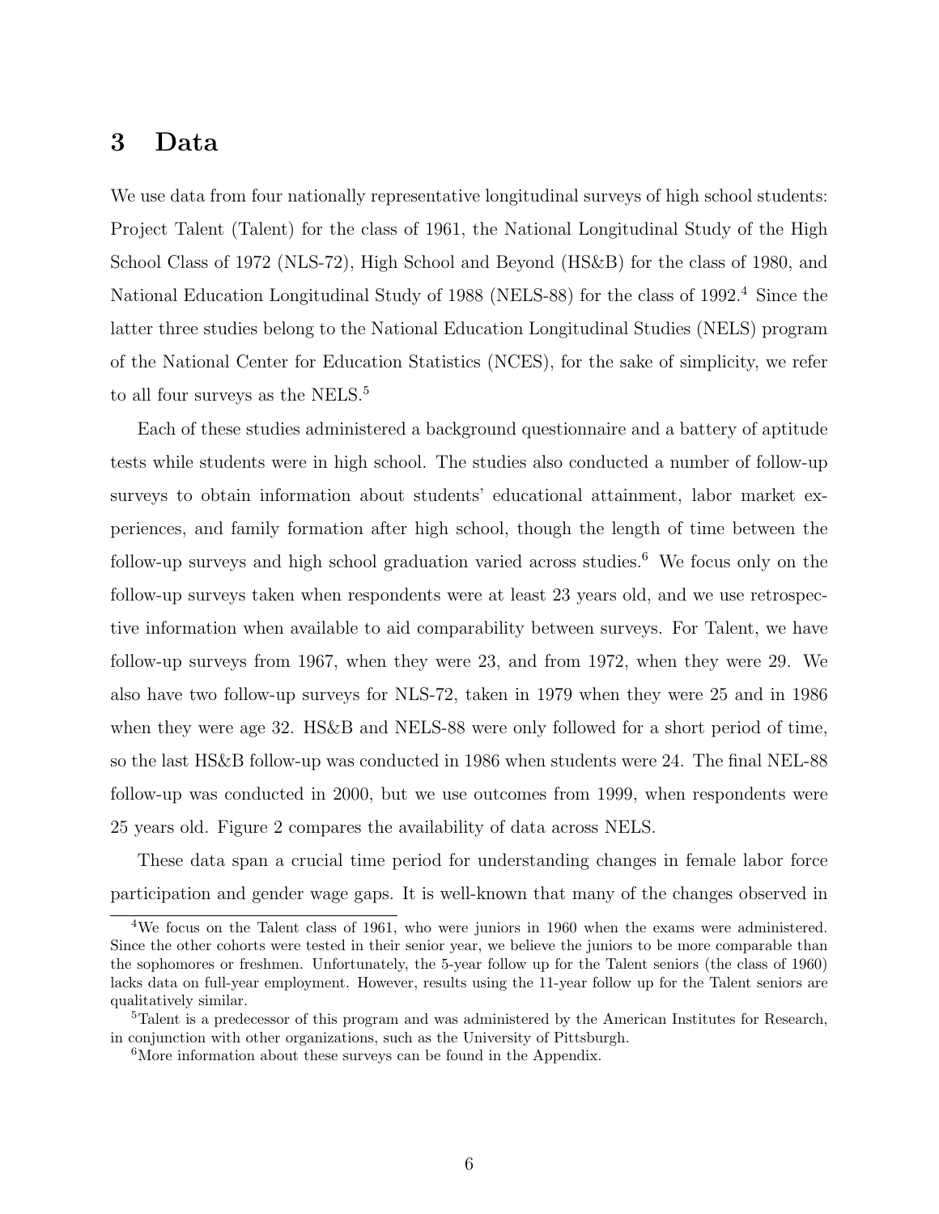# 3 Data

We use data from four nationally representative longitudinal surveys of high school students: Project Talent (Talent) for the class of 1961, the National Longitudinal Study of the High School Class of 1972 (NLS-72), High School and Beyond (HS&B) for the class of 1980, and National Education Longitudinal Study of 1988 (NELS-88) for the class of 1992.[4] Since the latter three studies belong to the National Education Longitudinal Studies (NELS) program of the National Center for Education Statistics (NCES), for the sake of simplicity, we refer to all four surveys as the NELS.[5]

Each of these studies administered a background questionnaire and a battery of aptitude tests while students were in high school. The studies also conducted a number of follow-up surveys to obtain information about students' educational attainment, labor market experiences, and family formation after high school, though the length of time between the follow-up surveys and high school graduation varied across studies.[6] We focus only on the follow-up surveys taken when respondents were at least 23 years old, and we use retrospective information when available to aid comparability between surveys. For Talent, we have follow-up surveys from 1967, when they were 23, and from 1972, when they were 29. We also have two follow-up surveys for NLS-72, taken in 1979 when they were 25 and in 1986 when they were age 32. HS&B and NELS-88 were only followed for a short period of time, so the last HS&B follow-up was conducted in 1986 when students were 24. The final NEL-88 follow-up was conducted in 2000, but we use outcomes from 1999, when respondents were 25 years old. Figure 2 compares the availability of data across NELS.

These data span a crucial time period for understanding changes in female labor force participation and gender wage gaps. It is well-known that many of the changes observed in

[4] We focus on the Talent class of 1961, who were juniors in 1960 when the exams were administered. Since the other cohorts were tested in their senior year, we believe the juniors to be more comparable than the sophomores or freshmen. Unfortunately, the 5-year follow up for the Talent seniors (the class of 1960) lacks data on full-year employment. However, results using the 11-year follow up for the Talent seniors are qualitatively similar.

[5] Talent is a predecessor of this program and was administered by the American Institutes for Research, in conjunction with other organizations, such as the University of Pittsburgh.

[6] More information about these surveys can be found in the Appendix.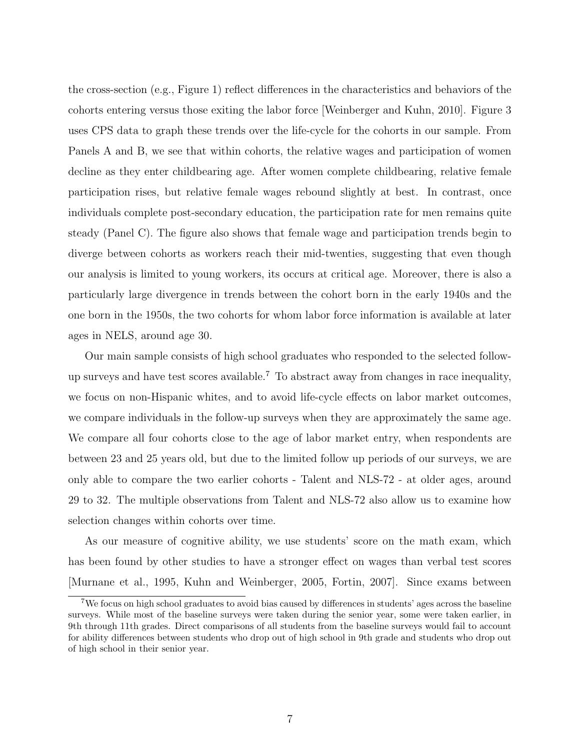the cross-section (e.g., Figure 1) reflect differences in the characteristics and behaviors of the cohorts entering versus those exiting the labor force [Weinberger and Kuhn, 2010]. Figure 3 uses CPS data to graph these trends over the life-cycle for the cohorts in our sample. From Panels A and B, we see that within cohorts, the relative wages and participation of women decline as they enter childbearing age. After women complete childbearing, relative female participation rises, but relative female wages rebound slightly at best. In contrast, once individuals complete post-secondary education, the participation rate for men remains quite steady (Panel C). The figure also shows that female wage and participation trends begin to diverge between cohorts as workers reach their mid-twenties, suggesting that even though our analysis is limited to young workers, its occurs at critical age. Moreover, there is also a particularly large divergence in trends between the cohort born in the early 1940s and the one born in the 1950s, the two cohorts for whom labor force information is available at later ages in NELS, around age 30.

Our main sample consists of high school graduates who responded to the selected follow-up surveys and have test scores available.[7] To abstract away from changes in race inequality, we focus on non-Hispanic whites, and to avoid life-cycle effects on labor market outcomes, we compare individuals in the follow-up surveys when they are approximately the same age. We compare all four cohorts close to the age of labor market entry, when respondents are between 23 and 25 years old, but due to the limited follow up periods of our surveys, we are only able to compare the two earlier cohorts - Talent and NLS-72 - at older ages, around 29 to 32. The multiple observations from Talent and NLS-72 also allow us to examine how selection changes within cohorts over time.

As our measure of cognitive ability, we use students' score on the math exam, which has been found by other studies to have a stronger effect on wages than verbal test scores [Murnane et al., 1995, Kuhn and Weinberger, 2005, Fortin, 2007]. Since exams between

[7] We focus on high school graduates to avoid bias caused by differences in students' ages across the baseline surveys. While most of the baseline surveys were taken during the senior year, some were taken earlier, in 9th through 11th grades. Direct comparisons of all students from the baseline surveys would fail to account for ability differences between students who drop out of high school in 9th grade and students who drop out of high school in their senior year.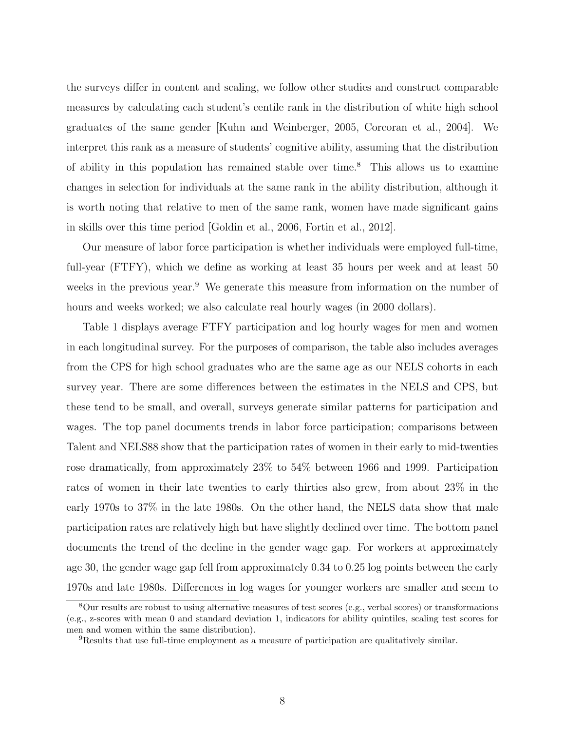the surveys differ in content and scaling, we follow other studies and construct comparable measures by calculating each student's centile rank in the distribution of white high school graduates of the same gender [Kuhn and Weinberger, 2005, Corcoran et al., 2004]. We interpret this rank as a measure of students' cognitive ability, assuming that the distribution of ability in this population has remained stable over time.[8] This allows us to examine changes in selection for individuals at the same rank in the ability distribution, although it is worth noting that relative to men of the same rank, women have made significant gains in skills over this time period [Goldin et al., 2006, Fortin et al., 2012].

Our measure of labor force participation is whether individuals were employed full-time, full-year (FTFY), which we define as working at least 35 hours per week and at least 50 weeks in the previous year.[9] We generate this measure from information on the number of hours and weeks worked; we also calculate real hourly wages (in 2000 dollars).

Table 1 displays average FTFY participation and log hourly wages for men and women in each longitudinal survey. For the purposes of comparison, the table also includes averages from the CPS for high school graduates who are the same age as our NELS cohorts in each survey year. There are some differences between the estimates in the NELS and CPS, but these tend to be small, and overall, surveys generate similar patterns for participation and wages. The top panel documents trends in labor force participation; comparisons between Talent and NELS88 show that the participation rates of women in their early to mid-twenties rose dramatically, from approximately 23% to 54% between 1966 and 1999. Participation rates of women in their late twenties to early thirties also grew, from about 23% in the early 1970s to 37% in the late 1980s. On the other hand, the NELS data show that male participation rates are relatively high but have slightly declined over time. The bottom panel documents the trend of the decline in the gender wage gap. For workers at approximately age 30, the gender wage gap fell from approximately 0.34 to 0.25 log points between the early 1970s and late 1980s. Differences in log wages for younger workers are smaller and seem to

[8] Our results are robust to using alternative measures of test scores (e.g., verbal scores) or transformations (e.g., z-scores with mean 0 and standard deviation 1, indicators for ability quintiles, scaling test scores for men and women within the same distribution).

[9] Results that use full-time employment as a measure of participation are qualitatively similar.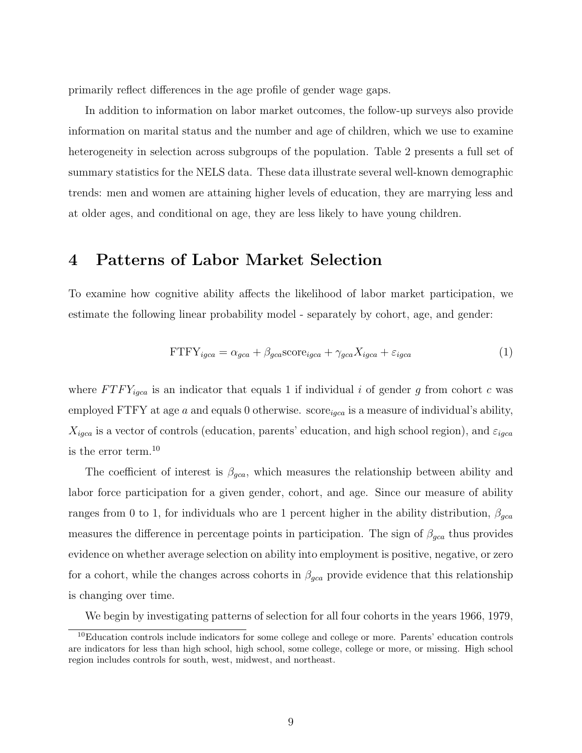primarily reflect differences in the age profile of gender wage gaps.

In addition to information on labor market outcomes, the follow-up surveys also provide information on marital status and the number and age of children, which we use to examine heterogeneity in selection across subgroups of the population. Table 2 presents a full set of summary statistics for the NELS data. These data illustrate several well-known demographic trends: men and women are attaining higher levels of education, they are marrying less and at older ages, and conditional on age, they are less likely to have young children.

# 4 Patterns of Labor Market Selection

To examine how cognitive ability affects the likelihood of labor market participation, we estimate the following linear probability model - separately by cohort, age, and gender:

$$\text{FTFY}_{igca} = \alpha_{gca} + \beta_{gca}\text{score}_{igca} + \gamma_{gca}X_{igca} + \varepsilon_{igca} \tag{1}$$

where $FTFY_{igca}$ is an indicator that equals 1 if individual $i$ of gender $g$ from cohort $c$ was employed FTFY at age $a$ and equals 0 otherwise. $\text{score}_{igca}$ is a measure of individual's ability, $X_{igca}$ is a vector of controls (education, parents' education, and high school region), and $\varepsilon_{igca}$ is the error term.[10]

The coefficient of interest is $\beta_{gca}$, which measures the relationship between ability and labor force participation for a given gender, cohort, and age. Since our measure of ability ranges from 0 to 1, for individuals who are 1 percent higher in the ability distribution, $\beta_{gca}$ measures the difference in percentage points in participation. The sign of $\beta_{gca}$ thus provides evidence on whether average selection on ability into employment is positive, negative, or zero for a cohort, while the changes across cohorts in $\beta_{gca}$ provide evidence that this relationship is changing over time.

We begin by investigating patterns of selection for all four cohorts in the years 1966, 1979,

[10] Education controls include indicators for some college and college or more. Parents' education controls are indicators for less than high school, high school, some college, college or more, or missing. High school region includes controls for south, west, midwest, and northeast.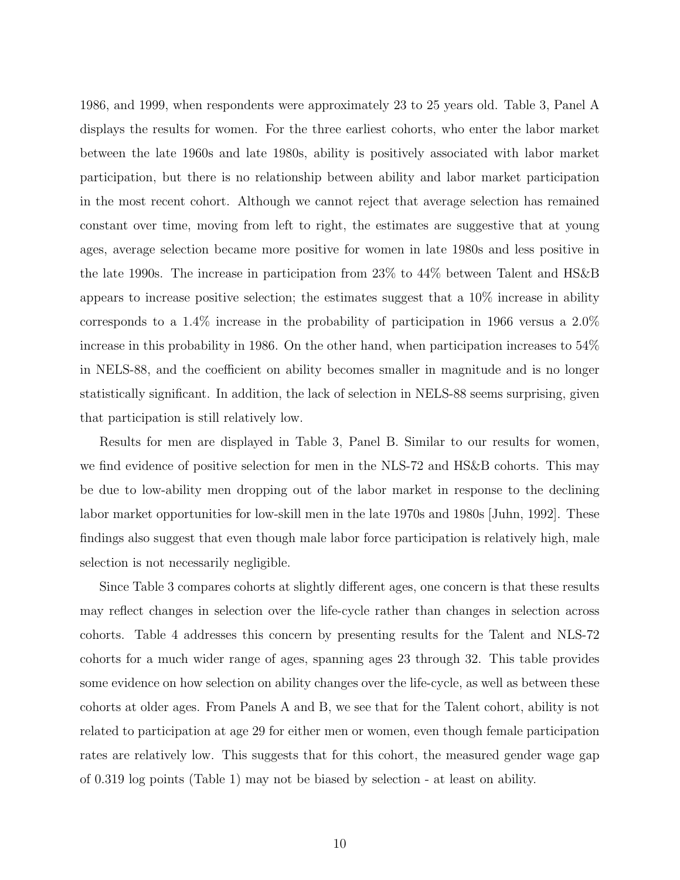1986, and 1999, when respondents were approximately 23 to 25 years old. Table 3, Panel A displays the results for women. For the three earliest cohorts, who enter the labor market between the late 1960s and late 1980s, ability is positively associated with labor market participation, but there is no relationship between ability and labor market participation in the most recent cohort. Although we cannot reject that average selection has remained constant over time, moving from left to right, the estimates are suggestive that at young ages, average selection became more positive for women in late 1980s and less positive in the late 1990s. The increase in participation from 23% to 44% between Talent and HS&B appears to increase positive selection; the estimates suggest that a 10% increase in ability corresponds to a 1.4% increase in the probability of participation in 1966 versus a 2.0% increase in this probability in 1986. On the other hand, when participation increases to 54% in NELS-88, and the coefficient on ability becomes smaller in magnitude and is no longer statistically significant. In addition, the lack of selection in NELS-88 seems surprising, given that participation is still relatively low.

Results for men are displayed in Table 3, Panel B. Similar to our results for women, we find evidence of positive selection for men in the NLS-72 and HS&B cohorts. This may be due to low-ability men dropping out of the labor market in response to the declining labor market opportunities for low-skill men in the late 1970s and 1980s [Juhn, 1992]. These findings also suggest that even though male labor force participation is relatively high, male selection is not necessarily negligible.

Since Table 3 compares cohorts at slightly different ages, one concern is that these results may reflect changes in selection over the life-cycle rather than changes in selection across cohorts. Table 4 addresses this concern by presenting results for the Talent and NLS-72 cohorts for a much wider range of ages, spanning ages 23 through 32. This table provides some evidence on how selection on ability changes over the life-cycle, as well as between these cohorts at older ages. From Panels A and B, we see that for the Talent cohort, ability is not related to participation at age 29 for either men or women, even though female participation rates are relatively low. This suggests that for this cohort, the measured gender wage gap of 0.319 log points (Table 1) may not be biased by selection - at least on ability.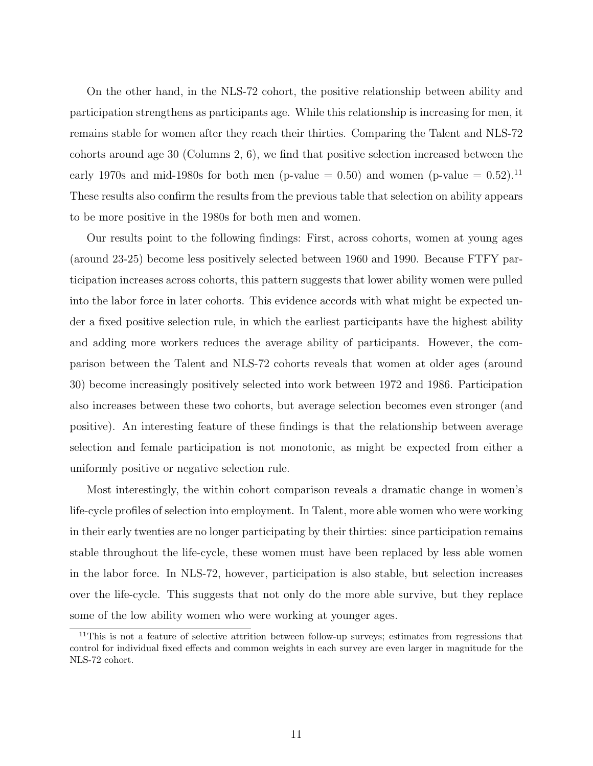On the other hand, in the NLS-72 cohort, the positive relationship between ability and participation strengthens as participants age. While this relationship is increasing for men, it remains stable for women after they reach their thirties. Comparing the Talent and NLS-72 cohorts around age 30 (Columns 2, 6), we find that positive selection increased between the early 1970s and mid-1980s for both men (p-value = 0.50) and women (p-value = 0.52).[11] These results also confirm the results from the previous table that selection on ability appears to be more positive in the 1980s for both men and women.

Our results point to the following findings: First, across cohorts, women at young ages (around 23-25) become less positively selected between 1960 and 1990. Because FTFY participation increases across cohorts, this pattern suggests that lower ability women were pulled into the labor force in later cohorts. This evidence accords with what might be expected under a fixed positive selection rule, in which the earliest participants have the highest ability and adding more workers reduces the average ability of participants. However, the comparison between the Talent and NLS-72 cohorts reveals that women at older ages (around 30) become increasingly positively selected into work between 1972 and 1986. Participation also increases between these two cohorts, but average selection becomes even stronger (and positive). An interesting feature of these findings is that the relationship between average selection and female participation is not monotonic, as might be expected from either a uniformly positive or negative selection rule.

Most interestingly, the within cohort comparison reveals a dramatic change in women's life-cycle profiles of selection into employment. In Talent, more able women who were working in their early twenties are no longer participating by their thirties: since participation remains stable throughout the life-cycle, these women must have been replaced by less able women in the labor force. In NLS-72, however, participation is also stable, but selection increases over the life-cycle. This suggests that not only do the more able survive, but they replace some of the low ability women who were working at younger ages.

[11] This is not a feature of selective attrition between follow-up surveys; estimates from regressions that control for individual fixed effects and common weights in each survey are even larger in magnitude for the NLS-72 cohort.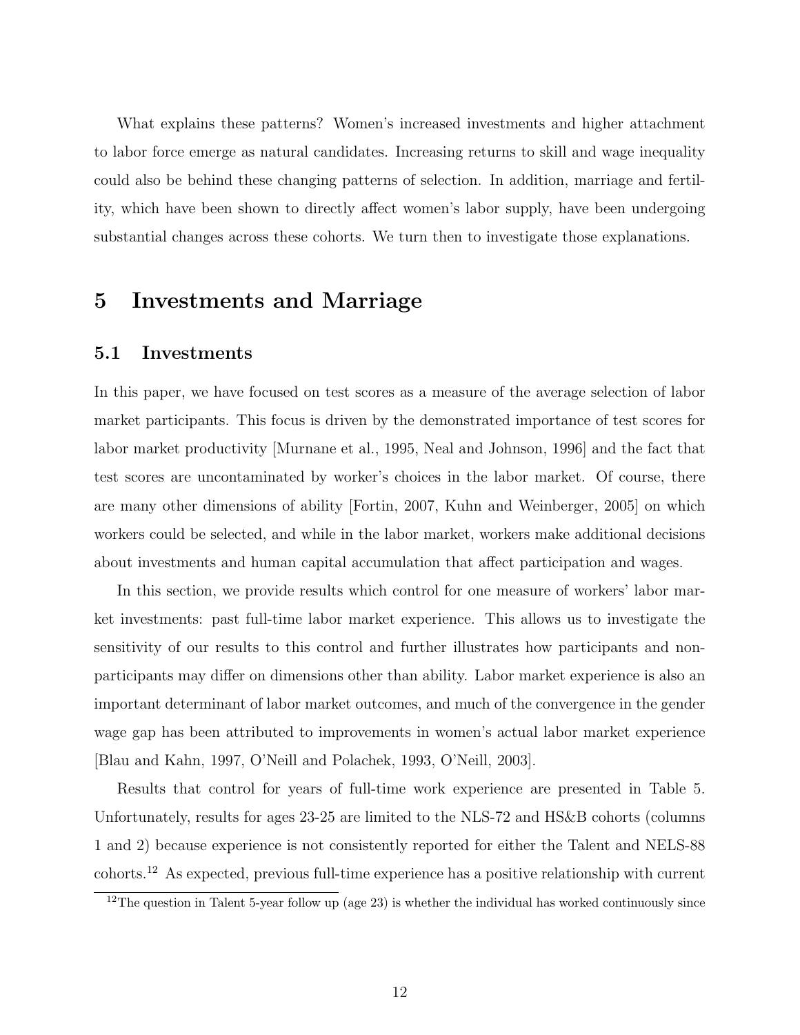What explains these patterns? Women's increased investments and higher attachment to labor force emerge as natural candidates. Increasing returns to skill and wage inequality could also be behind these changing patterns of selection. In addition, marriage and fertility, which have been shown to directly affect women's labor supply, have been undergoing substantial changes across these cohorts. We turn then to investigate those explanations.

# 5 Investments and Marriage

## 5.1 Investments

In this paper, we have focused on test scores as a measure of the average selection of labor market participants. This focus is driven by the demonstrated importance of test scores for labor market productivity [Murnane et al., 1995, Neal and Johnson, 1996] and the fact that test scores are uncontaminated by worker's choices in the labor market. Of course, there are many other dimensions of ability [Fortin, 2007, Kuhn and Weinberger, 2005] on which workers could be selected, and while in the labor market, workers make additional decisions about investments and human capital accumulation that affect participation and wages.

In this section, we provide results which control for one measure of workers' labor market investments: past full-time labor market experience. This allows us to investigate the sensitivity of our results to this control and further illustrates how participants and non-participants may differ on dimensions other than ability. Labor market experience is also an important determinant of labor market outcomes, and much of the convergence in the gender wage gap has been attributed to improvements in women's actual labor market experience [Blau and Kahn, 1997, O'Neill and Polachek, 1993, O'Neill, 2003].

Results that control for years of full-time work experience are presented in Table 5. Unfortunately, results for ages 23-25 are limited to the NLS-72 and HS&B cohorts (columns 1 and 2) because experience is not consistently reported for either the Talent and NELS-88 cohorts.[12] As expected, previous full-time experience has a positive relationship with current

[12] The question in Talent 5-year follow up (age 23) is whether the individual has worked continuously since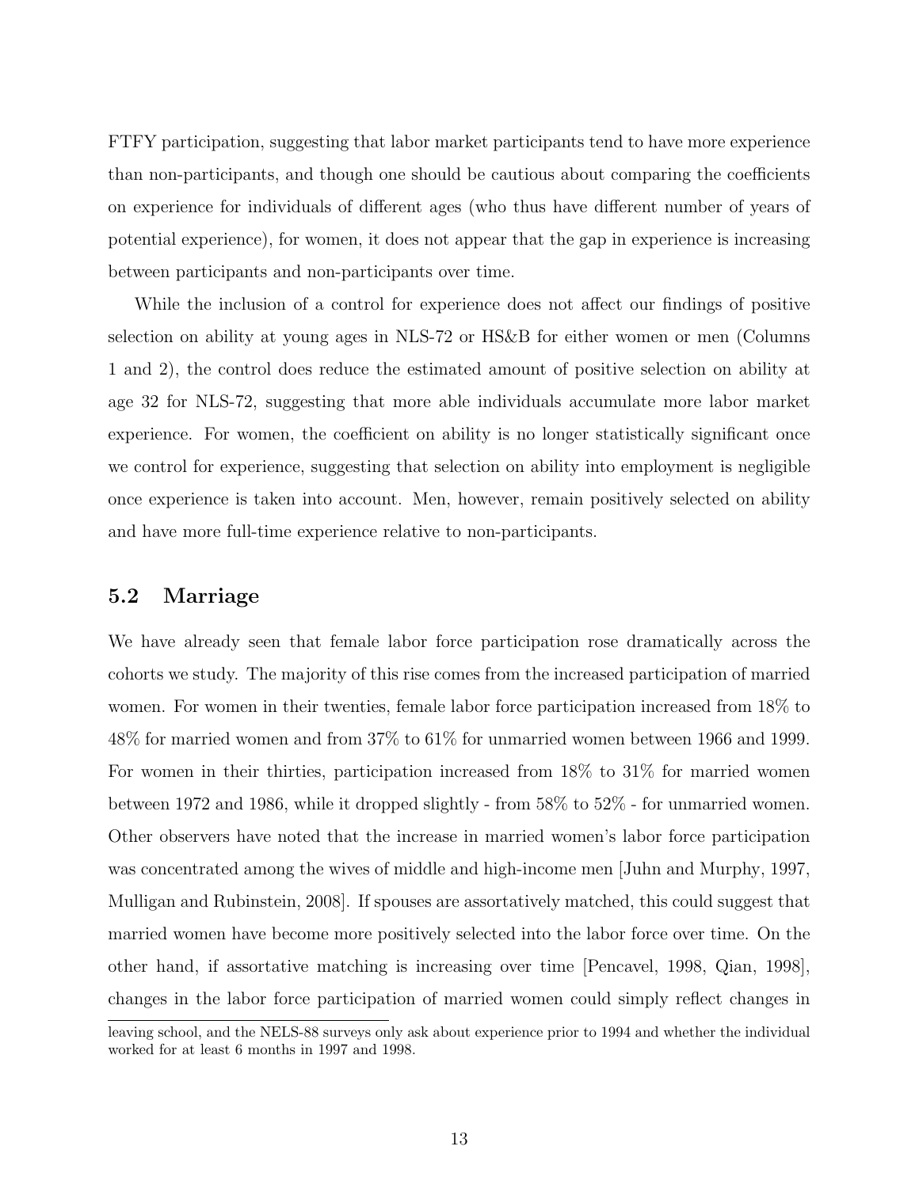FTFY participation, suggesting that labor market participants tend to have more experience than non-participants, and though one should be cautious about comparing the coefficients on experience for individuals of different ages (who thus have different number of years of potential experience), for women, it does not appear that the gap in experience is increasing between participants and non-participants over time.

While the inclusion of a control for experience does not affect our findings of positive selection on ability at young ages in NLS-72 or HS&B for either women or men (Columns 1 and 2), the control does reduce the estimated amount of positive selection on ability at age 32 for NLS-72, suggesting that more able individuals accumulate more labor market experience. For women, the coefficient on ability is no longer statistically significant once we control for experience, suggesting that selection on ability into employment is negligible once experience is taken into account. Men, however, remain positively selected on ability and have more full-time experience relative to non-participants.

## 5.2 Marriage

We have already seen that female labor force participation rose dramatically across the cohorts we study. The majority of this rise comes from the increased participation of married women. For women in their twenties, female labor force participation increased from 18% to 48% for married women and from 37% to 61% for unmarried women between 1966 and 1999. For women in their thirties, participation increased from 18% to 31% for married women between 1972 and 1986, while it dropped slightly - from 58% to 52% - for unmarried women. Other observers have noted that the increase in married women's labor force participation was concentrated among the wives of middle and high-income men [Juhn and Murphy, 1997, Mulligan and Rubinstein, 2008]. If spouses are assortatively matched, this could suggest that married women have become more positively selected into the labor force over time. On the other hand, if assortative matching is increasing over time [Pencavel, 1998, Qian, 1998], changes in the labor force participation of married women could simply reflect changes in

leaving school, and the NELS-88 surveys only ask about experience prior to 1994 and whether the individual worked for at least 6 months in 1997 and 1998.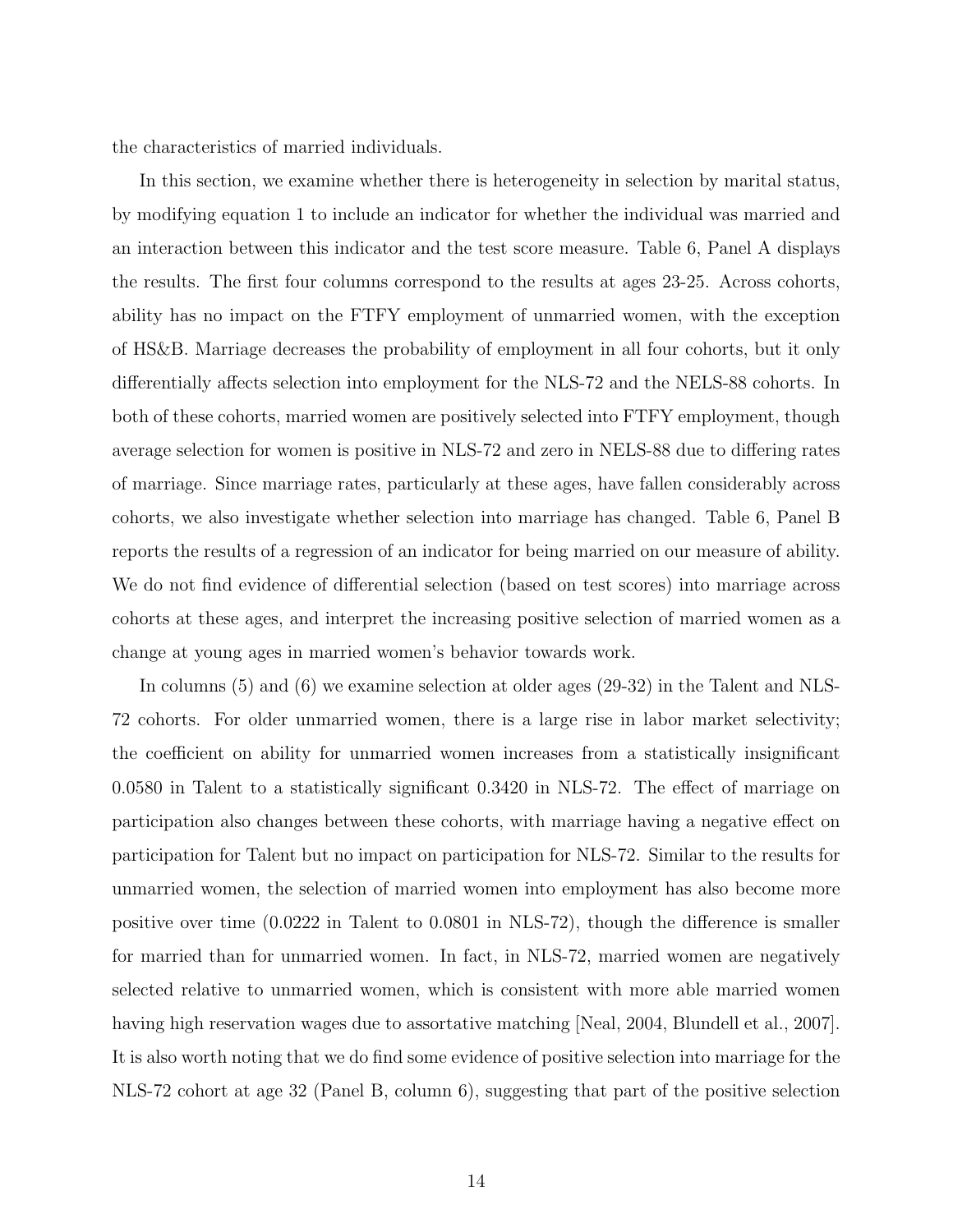the characteristics of married individuals.

In this section, we examine whether there is heterogeneity in selection by marital status, by modifying equation 1 to include an indicator for whether the individual was married and an interaction between this indicator and the test score measure. Table 6, Panel A displays the results. The first four columns correspond to the results at ages 23-25. Across cohorts, ability has no impact on the FTFY employment of unmarried women, with the exception of HS&B. Marriage decreases the probability of employment in all four cohorts, but it only differentially affects selection into employment for the NLS-72 and the NELS-88 cohorts. In both of these cohorts, married women are positively selected into FTFY employment, though average selection for women is positive in NLS-72 and zero in NELS-88 due to differing rates of marriage. Since marriage rates, particularly at these ages, have fallen considerably across cohorts, we also investigate whether selection into marriage has changed. Table 6, Panel B reports the results of a regression of an indicator for being married on our measure of ability. We do not find evidence of differential selection (based on test scores) into marriage across cohorts at these ages, and interpret the increasing positive selection of married women as a change at young ages in married women's behavior towards work.

In columns (5) and (6) we examine selection at older ages (29-32) in the Talent and NLS-72 cohorts. For older unmarried women, there is a large rise in labor market selectivity; the coefficient on ability for unmarried women increases from a statistically insignificant 0.0580 in Talent to a statistically significant 0.3420 in NLS-72. The effect of marriage on participation also changes between these cohorts, with marriage having a negative effect on participation for Talent but no impact on participation for NLS-72. Similar to the results for unmarried women, the selection of married women into employment has also become more positive over time (0.0222 in Talent to 0.0801 in NLS-72), though the difference is smaller for married than for unmarried women. In fact, in NLS-72, married women are negatively selected relative to unmarried women, which is consistent with more able married women having high reservation wages due to assortative matching [Neal, 2004, Blundell et al., 2007]. It is also worth noting that we do find some evidence of positive selection into marriage for the NLS-72 cohort at age 32 (Panel B, column 6), suggesting that part of the positive selection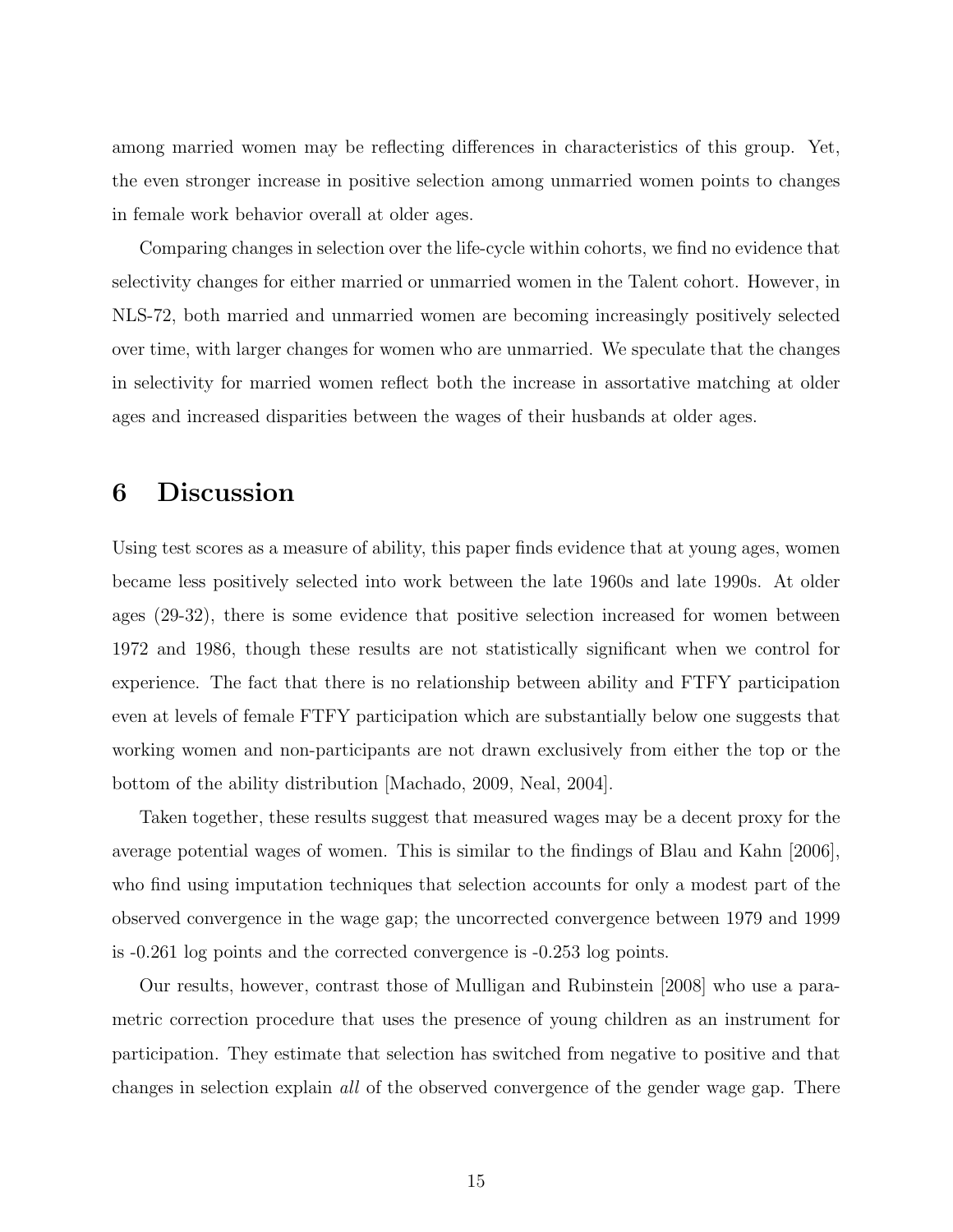among married women may be reflecting differences in characteristics of this group. Yet, the even stronger increase in positive selection among unmarried women points to changes in female work behavior overall at older ages.

Comparing changes in selection over the life-cycle within cohorts, we find no evidence that selectivity changes for either married or unmarried women in the Talent cohort. However, in NLS-72, both married and unmarried women are becoming increasingly positively selected over time, with larger changes for women who are unmarried. We speculate that the changes in selectivity for married women reflect both the increase in assortative matching at older ages and increased disparities between the wages of their husbands at older ages.

## 6 Discussion

Using test scores as a measure of ability, this paper finds evidence that at young ages, women became less positively selected into work between the late 1960s and late 1990s. At older ages (29-32), there is some evidence that positive selection increased for women between 1972 and 1986, though these results are not statistically significant when we control for experience. The fact that there is no relationship between ability and FTFY participation even at levels of female FTFY participation which are substantially below one suggests that working women and non-participants are not drawn exclusively from either the top or the bottom of the ability distribution [Machado, 2009, Neal, 2004].

Taken together, these results suggest that measured wages may be a decent proxy for the average potential wages of women. This is similar to the findings of Blau and Kahn [2006], who find using imputation techniques that selection accounts for only a modest part of the observed convergence in the wage gap; the uncorrected convergence between 1979 and 1999 is -0.261 log points and the corrected convergence is -0.253 log points.

Our results, however, contrast those of Mulligan and Rubinstein [2008] who use a parametric correction procedure that uses the presence of young children as an instrument for participation. They estimate that selection has switched from negative to positive and that changes in selection explain *all* of the observed convergence of the gender wage gap. There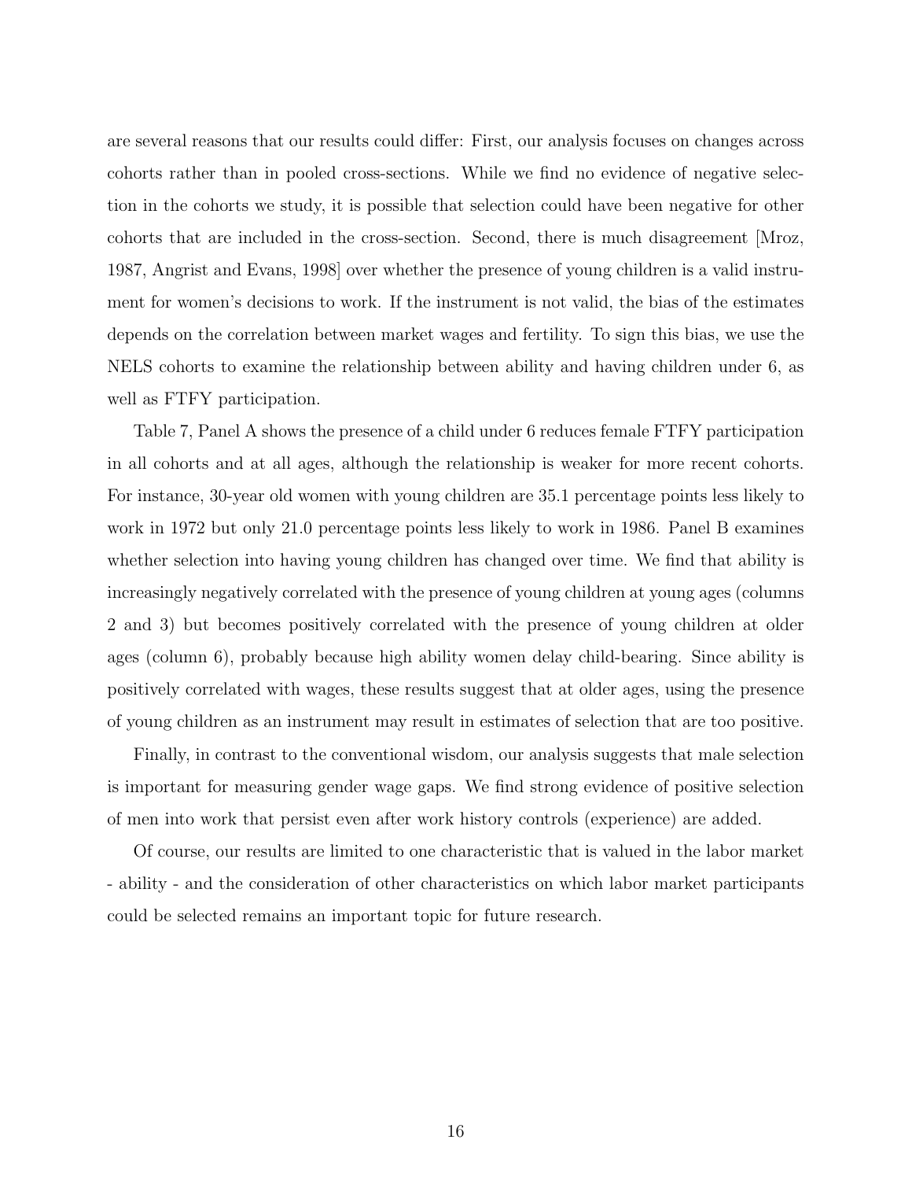are several reasons that our results could differ: First, our analysis focuses on changes across cohorts rather than in pooled cross-sections. While we find no evidence of negative selection in the cohorts we study, it is possible that selection could have been negative for other cohorts that are included in the cross-section. Second, there is much disagreement [Mroz, 1987, Angrist and Evans, 1998] over whether the presence of young children is a valid instrument for women's decisions to work. If the instrument is not valid, the bias of the estimates depends on the correlation between market wages and fertility. To sign this bias, we use the NELS cohorts to examine the relationship between ability and having children under 6, as well as FTFY participation.

Table 7, Panel A shows the presence of a child under 6 reduces female FTFY participation in all cohorts and at all ages, although the relationship is weaker for more recent cohorts. For instance, 30-year old women with young children are 35.1 percentage points less likely to work in 1972 but only 21.0 percentage points less likely to work in 1986. Panel B examines whether selection into having young children has changed over time. We find that ability is increasingly negatively correlated with the presence of young children at young ages (columns 2 and 3) but becomes positively correlated with the presence of young children at older ages (column 6), probably because high ability women delay child-bearing. Since ability is positively correlated with wages, these results suggest that at older ages, using the presence of young children as an instrument may result in estimates of selection that are too positive.

Finally, in contrast to the conventional wisdom, our analysis suggests that male selection is important for measuring gender wage gaps. We find strong evidence of positive selection of men into work that persist even after work history controls (experience) are added.

Of course, our results are limited to one characteristic that is valued in the labor market - ability - and the consideration of other characteristics on which labor market participants could be selected remains an important topic for future research.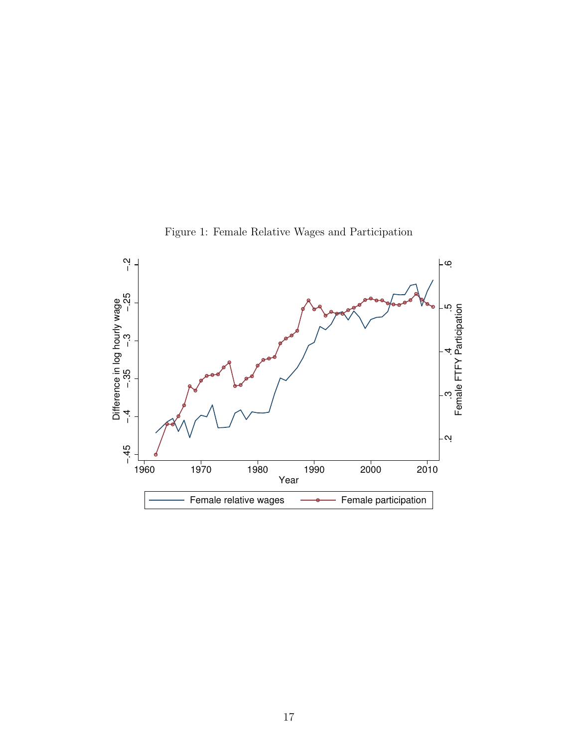Figure 1: Female Relative Wages and Participation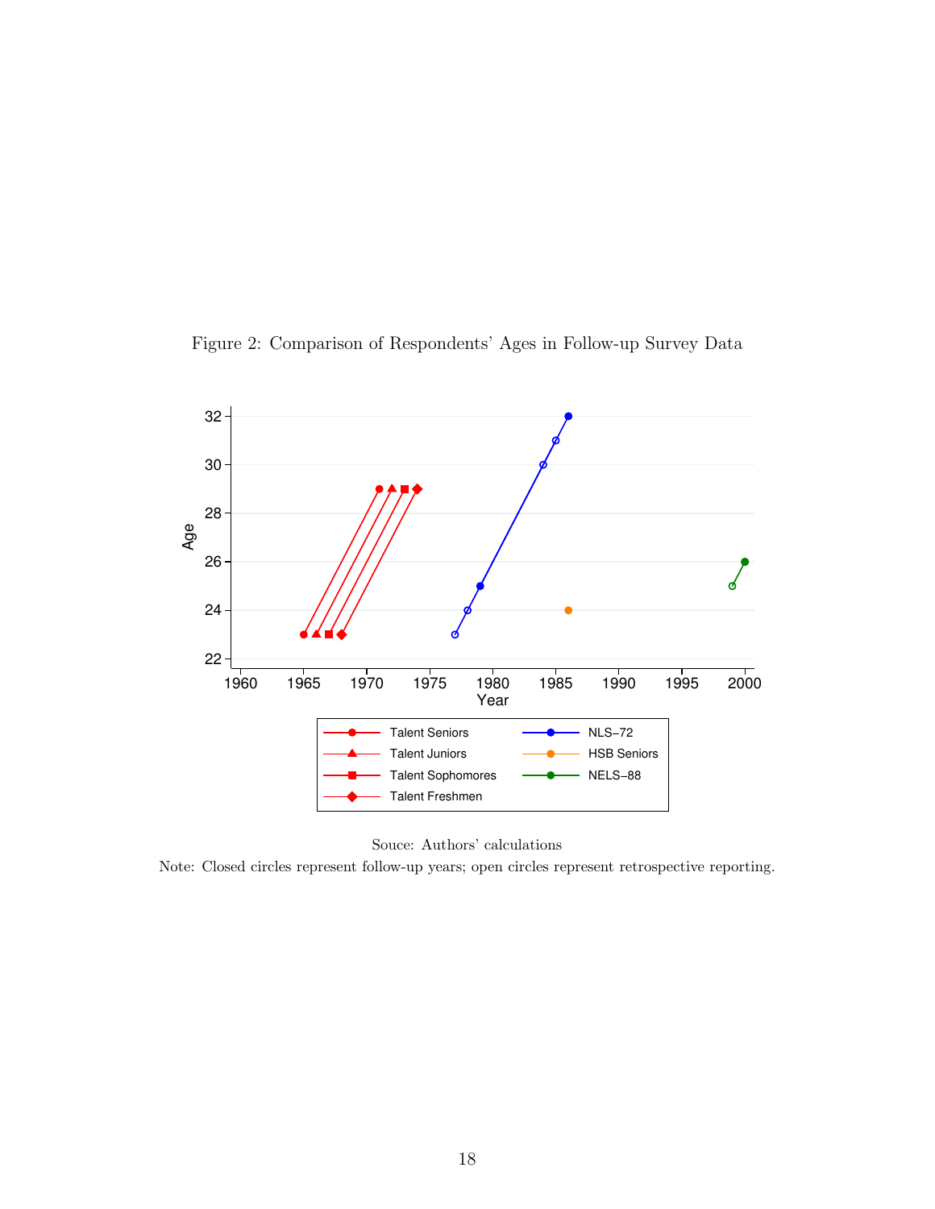Figure 2: Comparison of Respondents' Ages in Follow-up Survey Data

Souce: Authors' calculations

Note: Closed circles represent follow-up years; open circles represent retrospective reporting.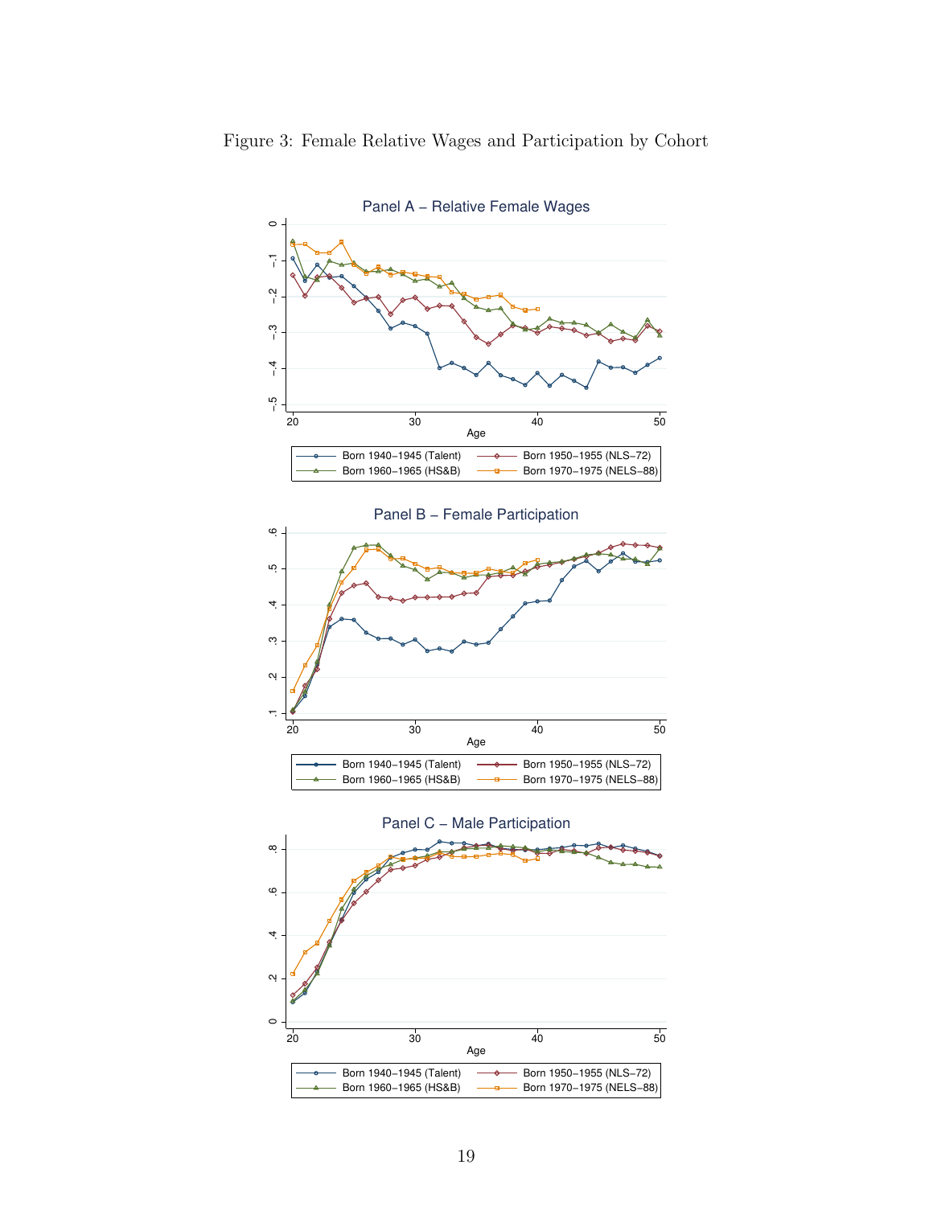Figure 3: Female Relative Wages and Participation by Cohort

Panel A – Relative Female Wages

Panel B – Female Participation

Panel C – Male Participation

Age

Born 1940–1945 (Talent) | Born 1950–1955 (NLS–72) | Born 1960–1965 (HS&B) | Born 1970–1975 (NELS–88)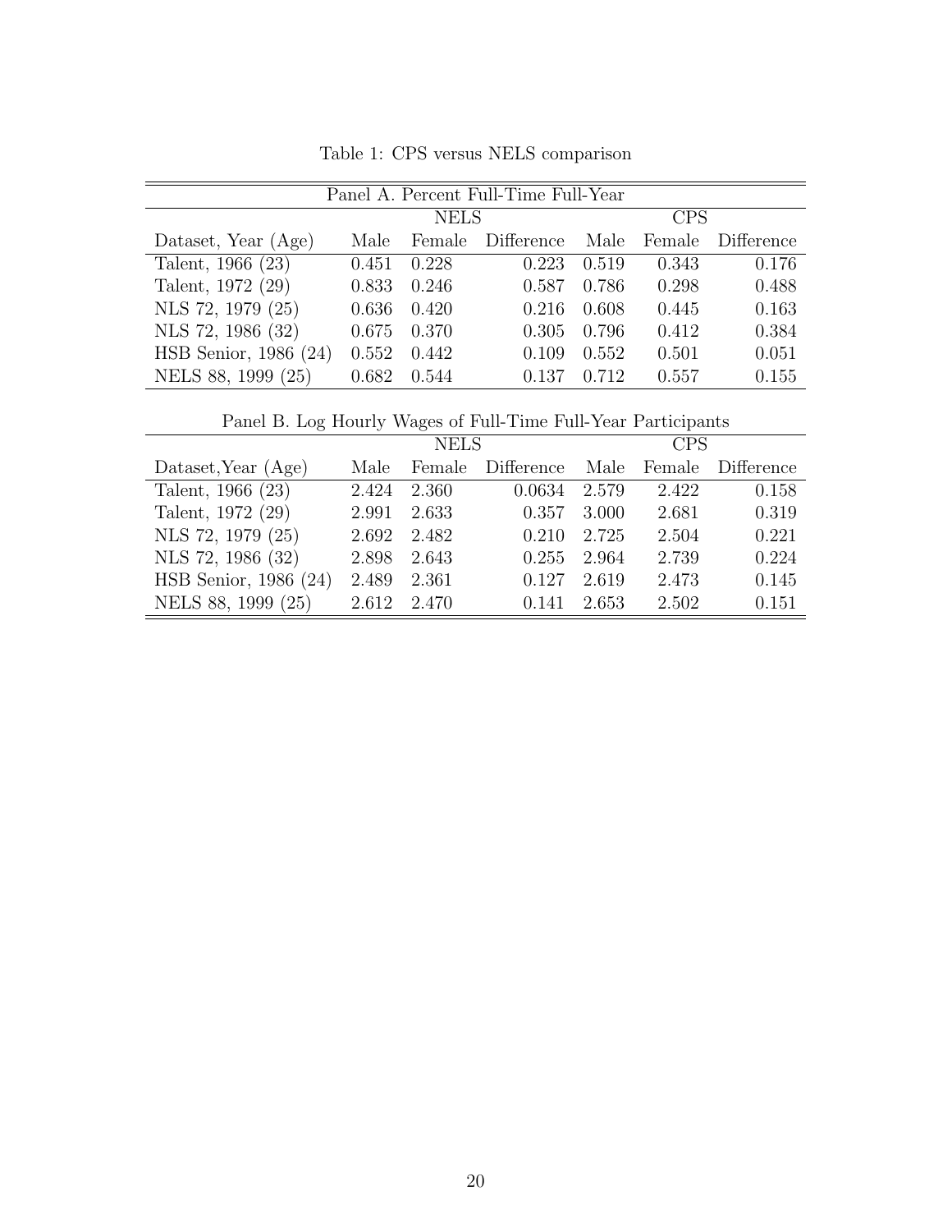Table 1: CPS versus NELS comparison

| Panel A. Percent Full-Time Full-Year | | | | | | |
|---|---|---|---|---|---|---|
| | NELS | | | CPS | | |
| Dataset, Year (Age) | Male | Female | Difference | Male | Female | Difference |
| Talent, 1966 (23) | 0.451 | 0.228 | 0.223 | 0.519 | 0.343 | 0.176 |
| Talent, 1972 (29) | 0.833 | 0.246 | 0.587 | 0.786 | 0.298 | 0.488 |
| NLS 72, 1979 (25) | 0.636 | 0.420 | 0.216 | 0.608 | 0.445 | 0.163 |
| NLS 72, 1986 (32) | 0.675 | 0.370 | 0.305 | 0.796 | 0.412 | 0.384 |
| HSB Senior, 1986 (24) | 0.552 | 0.442 | 0.109 | 0.552 | 0.501 | 0.051 |
| NELS 88, 1999 (25) | 0.682 | 0.544 | 0.137 | 0.712 | 0.557 | 0.155 |

| Panel B. Log Hourly Wages of Full-Time Full-Year Participants | | | | | | |
|---|---|---|---|---|---|---|
| | NELS | | | CPS | | |
| Dataset,Year (Age) | Male | Female | Difference | Male | Female | Difference |
| Talent, 1966 (23) | 2.424 | 2.360 | 0.0634 | 2.579 | 2.422 | 0.158 |
| Talent, 1972 (29) | 2.991 | 2.633 | 0.357 | 3.000 | 2.681 | 0.319 |
| NLS 72, 1979 (25) | 2.692 | 2.482 | 0.210 | 2.725 | 2.504 | 0.221 |
| NLS 72, 1986 (32) | 2.898 | 2.643 | 0.255 | 2.964 | 2.739 | 0.224 |
| HSB Senior, 1986 (24) | 2.489 | 2.361 | 0.127 | 2.619 | 2.473 | 0.145 |
| NELS 88, 1999 (25) | 2.612 | 2.470 | 0.141 | 2.653 | 2.502 | 0.151 |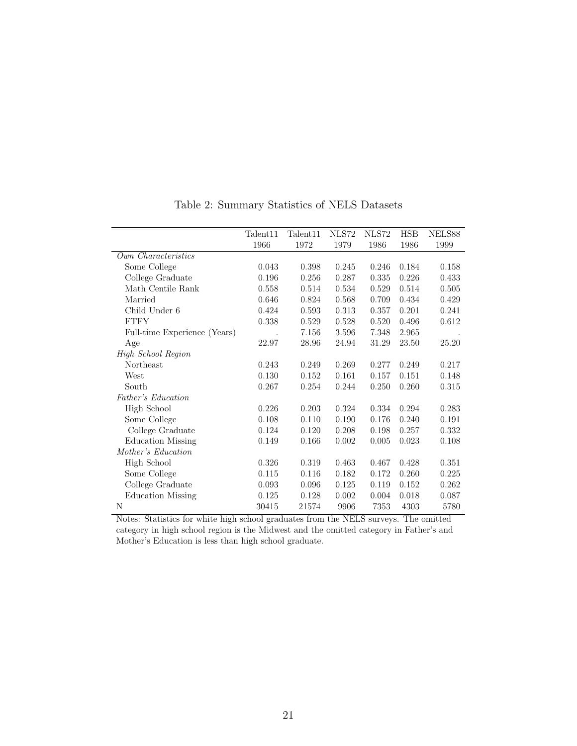Table 2: Summary Statistics of NELS Datasets

| | Talent11 1966 | Talent11 1972 | NLS72 1979 | NLS72 1986 | HSB 1986 | NELS88 1999 |
|---|---|---|---|---|---|---|
| *Own Characteristics* | | | | | | |
| Some College | 0.043 | 0.398 | 0.245 | 0.246 | 0.184 | 0.158 |
| College Graduate | 0.196 | 0.256 | 0.287 | 0.335 | 0.226 | 0.433 |
| Math Centile Rank | 0.558 | 0.514 | 0.534 | 0.529 | 0.514 | 0.505 |
| Married | 0.646 | 0.824 | 0.568 | 0.709 | 0.434 | 0.429 |
| Child Under 6 | 0.424 | 0.593 | 0.313 | 0.357 | 0.201 | 0.241 |
| FTFY | 0.338 | 0.529 | 0.528 | 0.520 | 0.496 | 0.612 |
| Full-time Experience (Years) | . | 7.156 | 3.596 | 7.348 | 2.965 | . |
| Age | 22.97 | 28.96 | 24.94 | 31.29 | 23.50 | 25.20 |
| *High School Region* | | | | | | |
| Northeast | 0.243 | 0.249 | 0.269 | 0.277 | 0.249 | 0.217 |
| West | 0.130 | 0.152 | 0.161 | 0.157 | 0.151 | 0.148 |
| South | 0.267 | 0.254 | 0.244 | 0.250 | 0.260 | 0.315 |
| *Father's Education* | | | | | | |
| High School | 0.226 | 0.203 | 0.324 | 0.334 | 0.294 | 0.283 |
| Some College | 0.108 | 0.110 | 0.190 | 0.176 | 0.240 | 0.191 |
| College Graduate | 0.124 | 0.120 | 0.208 | 0.198 | 0.257 | 0.332 |
| Education Missing | 0.149 | 0.166 | 0.002 | 0.005 | 0.023 | 0.108 |
| *Mother's Education* | | | | | | |
| High School | 0.326 | 0.319 | 0.463 | 0.467 | 0.428 | 0.351 |
| Some College | 0.115 | 0.116 | 0.182 | 0.172 | 0.260 | 0.225 |
| College Graduate | 0.093 | 0.096 | 0.125 | 0.119 | 0.152 | 0.262 |
| Education Missing | 0.125 | 0.128 | 0.002 | 0.004 | 0.018 | 0.087 |
| N | 30415 | 21574 | 9906 | 7353 | 4303 | 5780 |

Notes: Statistics for white high school graduates from the NELS surveys. The omitted category in high school region is the Midwest and the omitted category in Father's and Mother's Education is less than high school graduate.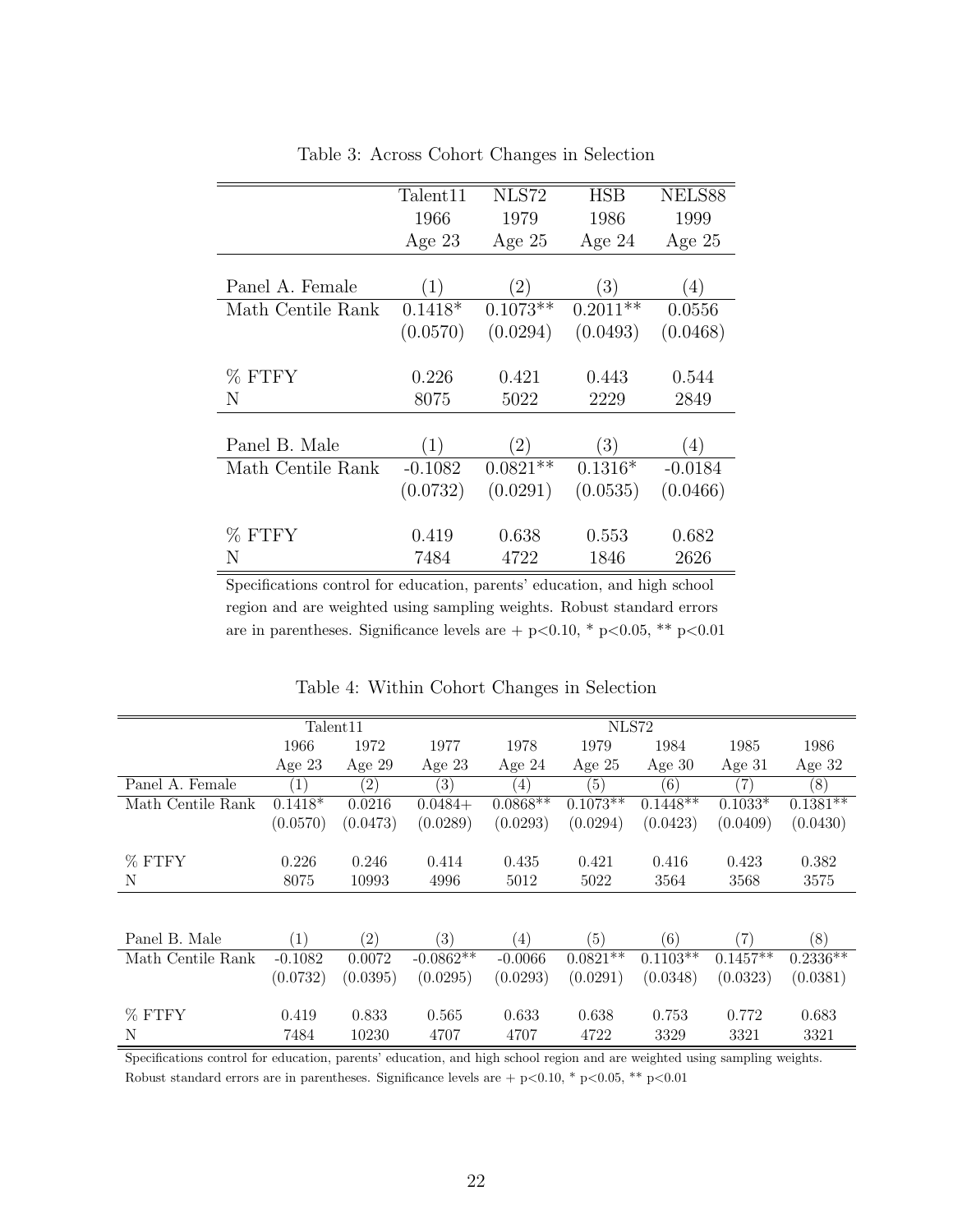Table 3: Across Cohort Changes in Selection

| | Talent11 | NLS72 | HSB | NELS88 |
|---|---|---|---|---|
| | 1966 | 1979 | 1986 | 1999 |
| | Age 23 | Age 25 | Age 24 | Age 25 |
| Panel A. Female | (1) | (2) | (3) | (4) |
| Math Centile Rank | 0.1418* | 0.1073** | 0.2011** | 0.0556 |
| | (0.0570) | (0.0294) | (0.0493) | (0.0468) |
| % FTFY | 0.226 | 0.421 | 0.443 | 0.544 |
| N | 8075 | 5022 | 2229 | 2849 |
| Panel B. Male | (1) | (2) | (3) | (4) |
| Math Centile Rank | -0.1082 | 0.0821** | 0.1316* | -0.0184 |
| | (0.0732) | (0.0291) | (0.0535) | (0.0466) |
| % FTFY | 0.419 | 0.638 | 0.553 | 0.682 |
| N | 7484 | 4722 | 1846 | 2626 |

Specifications control for education, parents' education, and high school region and are weighted using sampling weights. Robust standard errors are in parentheses. Significance levels are + p<0.10, * p<0.05, ** p<0.01

Table 4: Within Cohort Changes in Selection

| | Talent11 | | NLS72 | | | | | |
|---|---|---|---|---|---|---|---|---|
| | 1966 | 1972 | 1977 | 1978 | 1979 | 1984 | 1985 | 1986 |
| | Age 23 | Age 29 | Age 23 | Age 24 | Age 25 | Age 30 | Age 31 | Age 32 |
| Panel A. Female | (1) | (2) | (3) | (4) | (5) | (6) | (7) | (8) |
| Math Centile Rank | 0.1418* | 0.0216 | 0.0484+ | 0.0868** | 0.1073** | 0.1448** | 0.1033* | 0.1381** |
| | (0.0570) | (0.0473) | (0.0289) | (0.0293) | (0.0294) | (0.0423) | (0.0409) | (0.0430) |
| % FTFY | 0.226 | 0.246 | 0.414 | 0.435 | 0.421 | 0.416 | 0.423 | 0.382 |
| N | 8075 | 10993 | 4996 | 5012 | 5022 | 3564 | 3568 | 3575 |
| Panel B. Male | (1) | (2) | (3) | (4) | (5) | (6) | (7) | (8) |
| Math Centile Rank | -0.1082 | 0.0072 | -0.0862** | -0.0066 | 0.0821** | 0.1103** | 0.1457** | 0.2336** |
| | (0.0732) | (0.0395) | (0.0295) | (0.0293) | (0.0291) | (0.0348) | (0.0323) | (0.0381) |
| % FTFY | 0.419 | 0.833 | 0.565 | 0.633 | 0.638 | 0.753 | 0.772 | 0.683 |
| N | 7484 | 10230 | 4707 | 4707 | 4722 | 3329 | 3321 | 3321 |

Specifications control for education, parents' education, and high school region and are weighted using sampling weights. Robust standard errors are in parentheses. Significance levels are + p<0.10, * p<0.05, ** p<0.01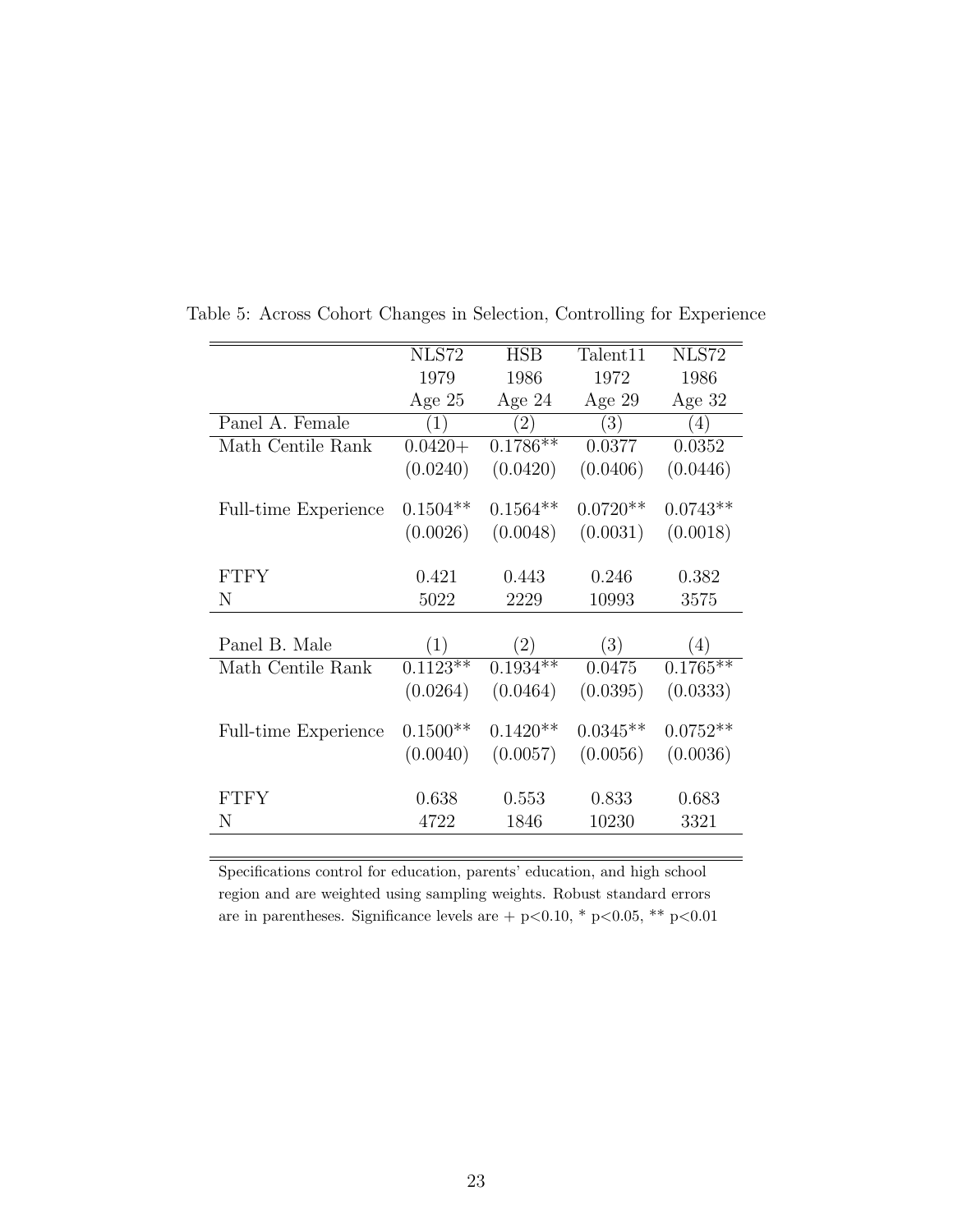Table 5: Across Cohort Changes in Selection, Controlling for Experience

| | NLS72 1979 Age 25 | HSB 1986 Age 24 | Talent11 1972 Age 29 | NLS72 1986 Age 32 |
|---|---|---|---|---|
| Panel A. Female | (1) | (2) | (3) | (4) |
| Math Centile Rank | 0.0420+ | 0.1786** | 0.0377 | 0.0352 |
| | (0.0240) | (0.0420) | (0.0406) | (0.0446) |
| Full-time Experience | 0.1504** | 0.1564** | 0.0720** | 0.0743** |
| | (0.0026) | (0.0048) | (0.0031) | (0.0018) |
| FTFY | 0.421 | 0.443 | 0.246 | 0.382 |
| N | 5022 | 2229 | 10993 | 3575 |
| Panel B. Male | (1) | (2) | (3) | (4) |
| Math Centile Rank | 0.1123** | 0.1934** | 0.0475 | 0.1765** |
| | (0.0264) | (0.0464) | (0.0395) | (0.0333) |
| Full-time Experience | 0.1500** | 0.1420** | 0.0345** | 0.0752** |
| | (0.0040) | (0.0057) | (0.0056) | (0.0036) |
| FTFY | 0.638 | 0.553 | 0.833 | 0.683 |
| N | 4722 | 1846 | 10230 | 3321 |

Specifications control for education, parents' education, and high school region and are weighted using sampling weights. Robust standard errors are in parentheses. Significance levels are + $p<0.10$, * $p<0.05$, ** $p<0.01$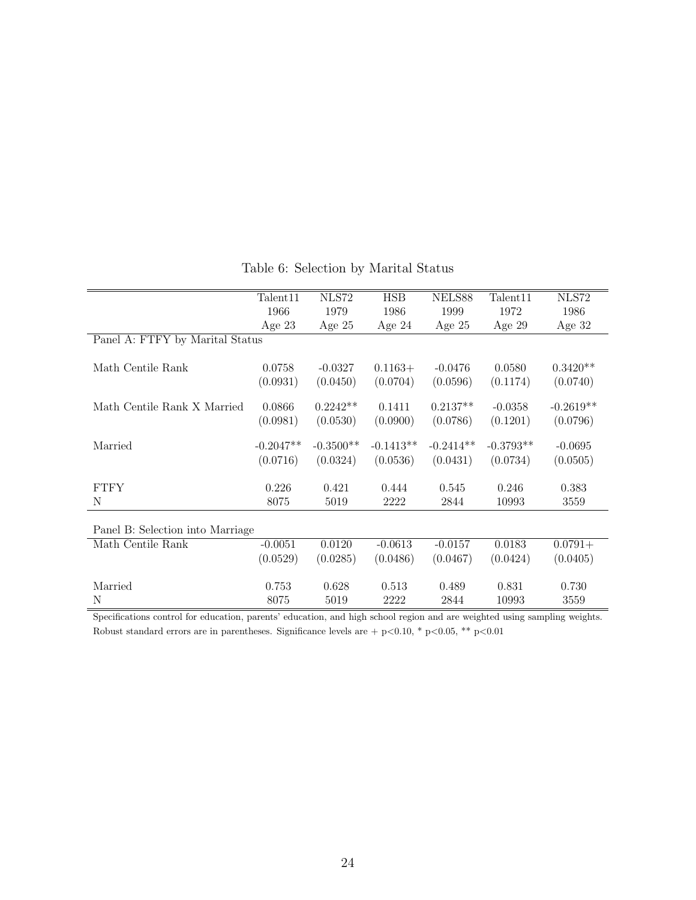Table 6: Selection by Marital Status

| | Talent11 1966 Age 23 | NLS72 1979 Age 25 | HSB 1986 Age 24 | NELS88 1999 Age 25 | Talent11 1972 Age 29 | NLS72 1986 Age 32 |
|---|---|---|---|---|---|---|
| Panel A: FTFY by Marital Status | | | | | | |
| Math Centile Rank | 0.0758 | -0.0327 | 0.1163+ | -0.0476 | 0.0580 | 0.3420** |
| | (0.0931) | (0.0450) | (0.0704) | (0.0596) | (0.1174) | (0.0740) |
| Math Centile Rank X Married | 0.0866 | 0.2242** | 0.1411 | 0.2137** | -0.0358 | -0.2619** |
| | (0.0981) | (0.0530) | (0.0900) | (0.0786) | (0.1201) | (0.0796) |
| Married | -0.2047** | -0.3500** | -0.1413** | -0.2414** | -0.3793** | -0.0695 |
| | (0.0716) | (0.0324) | (0.0536) | (0.0431) | (0.0734) | (0.0505) |
| FTFY | 0.226 | 0.421 | 0.444 | 0.545 | 0.246 | 0.383 |
| N | 8075 | 5019 | 2222 | 2844 | 10993 | 3559 |
| Panel B: Selection into Marriage | | | | | | |
| Math Centile Rank | -0.0051 | 0.0120 | -0.0613 | -0.0157 | 0.0183 | 0.0791+ |
| | (0.0529) | (0.0285) | (0.0486) | (0.0467) | (0.0424) | (0.0405) |
| Married | 0.753 | 0.628 | 0.513 | 0.489 | 0.831 | 0.730 |
| N | 8075 | 5019 | 2222 | 2844 | 10993 | 3559 |

Specifications control for education, parents' education, and high school region and are weighted using sampling weights. Robust standard errors are in parentheses. Significance levels are + $p<0.10$, * $p<0.05$, ** $p<0.01$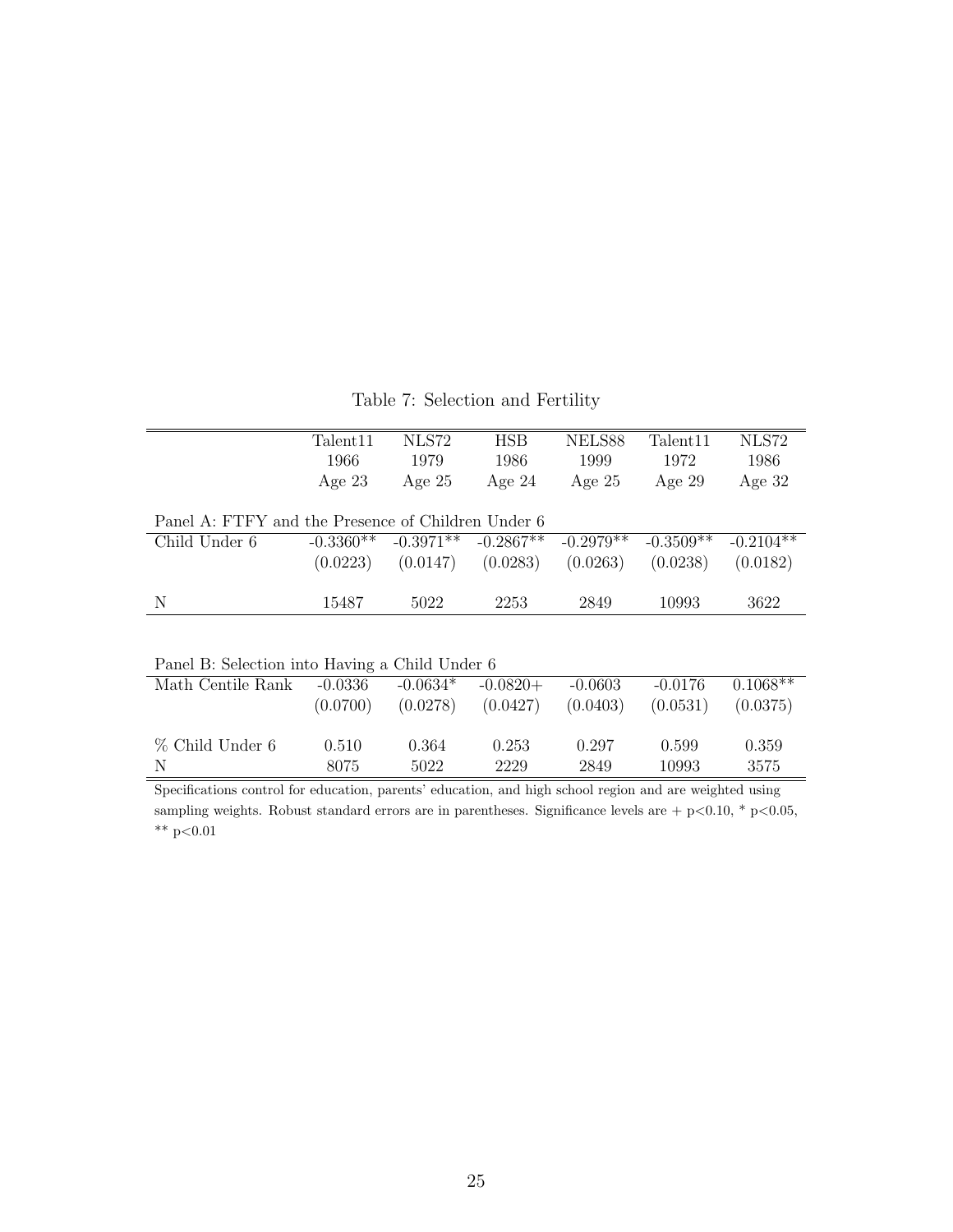Table 7: Selection and Fertility

| | Talent11 | NLS72 | HSB | NELS88 | Talent11 | NLS72 |
|---|---|---|---|---|---|---|
| | 1966 | 1979 | 1986 | 1999 | 1972 | 1986 |
| | Age 23 | Age 25 | Age 24 | Age 25 | Age 29 | Age 32 |
| Panel A: FTFY and the Presence of Children Under 6 | | | | | | |
| Child Under 6 | -0.3360** | -0.3971** | -0.2867** | -0.2979** | -0.3509** | -0.2104** |
| | (0.0223) | (0.0147) | (0.0283) | (0.0263) | (0.0238) | (0.0182) |
| N | 15487 | 5022 | 2253 | 2849 | 10993 | 3622 |
| Panel B: Selection into Having a Child Under 6 | | | | | | |
| Math Centile Rank | -0.0336 | -0.0634* | -0.0820+ | -0.0603 | -0.0176 | 0.1068** |
| | (0.0700) | (0.0278) | (0.0427) | (0.0403) | (0.0531) | (0.0375) |
| % Child Under 6 | 0.510 | 0.364 | 0.253 | 0.297 | 0.599 | 0.359 |
| N | 8075 | 5022 | 2229 | 2849 | 10993 | 3575 |

Specifications control for education, parents' education, and high school region and are weighted using sampling weights. Robust standard errors are in parentheses. Significance levels are + $p<0.10$, * $p<0.05$, ** $p<0.01$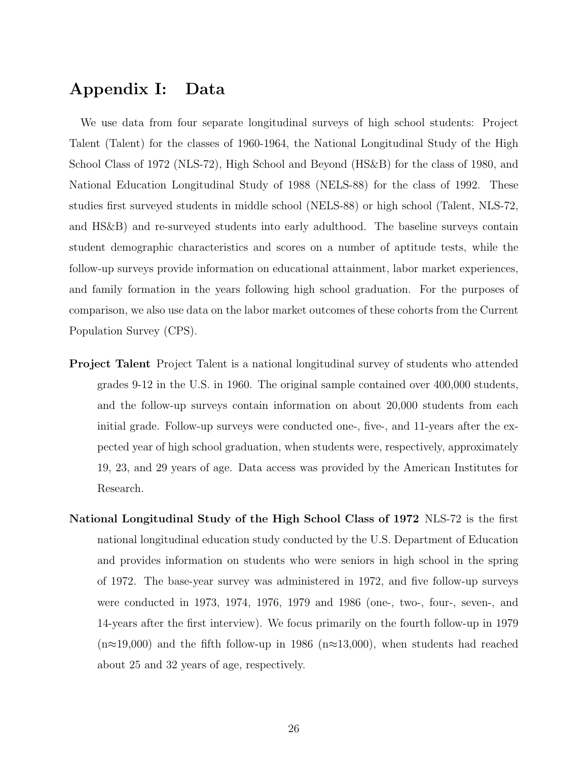# Appendix I: Data

We use data from four separate longitudinal surveys of high school students: Project Talent (Talent) for the classes of 1960-1964, the National Longitudinal Study of the High School Class of 1972 (NLS-72), High School and Beyond (HS&B) for the class of 1980, and National Education Longitudinal Study of 1988 (NELS-88) for the class of 1992. These studies first surveyed students in middle school (NELS-88) or high school (Talent, NLS-72, and HS&B) and re-surveyed students into early adulthood. The baseline surveys contain student demographic characteristics and scores on a number of aptitude tests, while the follow-up surveys provide information on educational attainment, labor market experiences, and family formation in the years following high school graduation. For the purposes of comparison, we also use data on the labor market outcomes of these cohorts from the Current Population Survey (CPS).

**Project Talent** Project Talent is a national longitudinal survey of students who attended grades 9-12 in the U.S. in 1960. The original sample contained over 400,000 students, and the follow-up surveys contain information on about 20,000 students from each initial grade. Follow-up surveys were conducted one-, five-, and 11-years after the expected year of high school graduation, when students were, respectively, approximately 19, 23, and 29 years of age. Data access was provided by the American Institutes for Research.

**National Longitudinal Study of the High School Class of 1972** NLS-72 is the first national longitudinal education study conducted by the U.S. Department of Education and provides information on students who were seniors in high school in the spring of 1972. The base-year survey was administered in 1972, and five follow-up surveys were conducted in 1973, 1974, 1976, 1979 and 1986 (one-, two-, four-, seven-, and 14-years after the first interview). We focus primarily on the fourth follow-up in 1979 (n≈19,000) and the fifth follow-up in 1986 (n≈13,000), when students had reached about 25 and 32 years of age, respectively.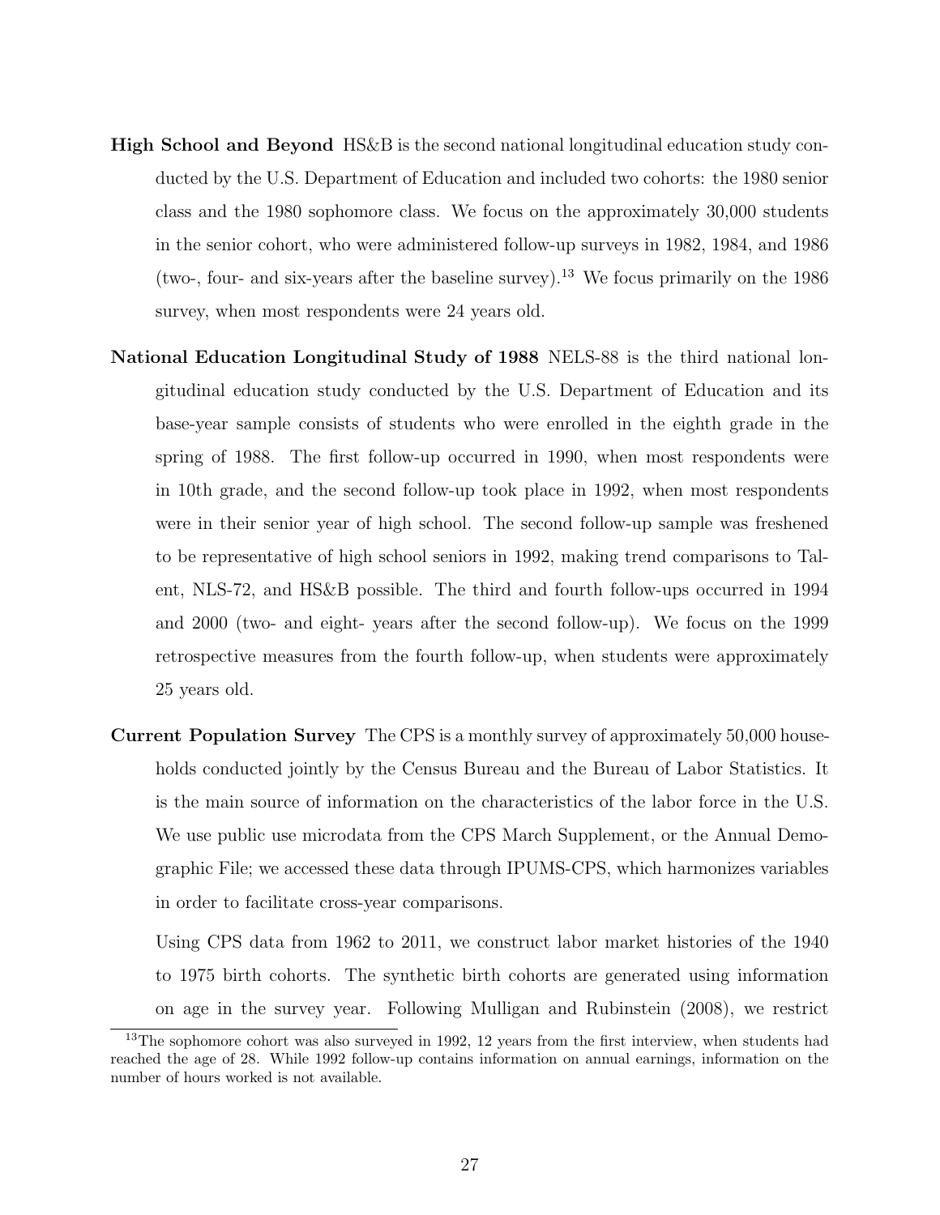**High School and Beyond** HS&B is the second national longitudinal education study conducted by the U.S. Department of Education and included two cohorts: the 1980 senior class and the 1980 sophomore class. We focus on the approximately 30,000 students in the senior cohort, who were administered follow-up surveys in 1982, 1984, and 1986 (two-, four- and six-years after the baseline survey).[13] We focus primarily on the 1986 survey, when most respondents were 24 years old.

**National Education Longitudinal Study of 1988** NELS-88 is the third national longitudinal education study conducted by the U.S. Department of Education and its base-year sample consists of students who were enrolled in the eighth grade in the spring of 1988. The first follow-up occurred in 1990, when most respondents were in 10th grade, and the second follow-up took place in 1992, when most respondents were in their senior year of high school. The second follow-up sample was freshened to be representative of high school seniors in 1992, making trend comparisons to Talent, NLS-72, and HS&B possible. The third and fourth follow-ups occurred in 1994 and 2000 (two- and eight- years after the second follow-up). We focus on the 1999 retrospective measures from the fourth follow-up, when students were approximately 25 years old.

**Current Population Survey** The CPS is a monthly survey of approximately 50,000 households conducted jointly by the Census Bureau and the Bureau of Labor Statistics. It is the main source of information on the characteristics of the labor force in the U.S. We use public use microdata from the CPS March Supplement, or the Annual Demographic File; we accessed these data through IPUMS-CPS, which harmonizes variables in order to facilitate cross-year comparisons.

Using CPS data from 1962 to 2011, we construct labor market histories of the 1940 to 1975 birth cohorts. The synthetic birth cohorts are generated using information on age in the survey year. Following Mulligan and Rubinstein (2008), we restrict

[13] The sophomore cohort was also surveyed in 1992, 12 years from the first interview, when students had reached the age of 28. While 1992 follow-up contains information on annual earnings, information on the number of hours worked is not available.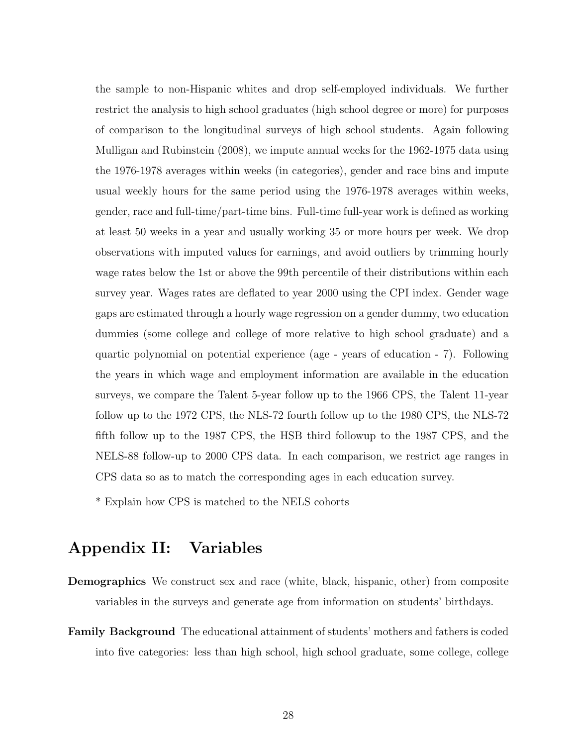the sample to non-Hispanic whites and drop self-employed individuals. We further restrict the analysis to high school graduates (high school degree or more) for purposes of comparison to the longitudinal surveys of high school students. Again following Mulligan and Rubinstein (2008), we impute annual weeks for the 1962-1975 data using the 1976-1978 averages within weeks (in categories), gender and race bins and impute usual weekly hours for the same period using the 1976-1978 averages within weeks, gender, race and full-time/part-time bins. Full-time full-year work is defined as working at least 50 weeks in a year and usually working 35 or more hours per week. We drop observations with imputed values for earnings, and avoid outliers by trimming hourly wage rates below the 1st or above the 99th percentile of their distributions within each survey year. Wages rates are deflated to year 2000 using the CPI index. Gender wage gaps are estimated through a hourly wage regression on a gender dummy, two education dummies (some college and college of more relative to high school graduate) and a quartic polynomial on potential experience (age - years of education - 7). Following the years in which wage and employment information are available in the education surveys, we compare the Talent 5-year follow up to the 1966 CPS, the Talent 11-year follow up to the 1972 CPS, the NLS-72 fourth follow up to the 1980 CPS, the NLS-72 fifth follow up to the 1987 CPS, the HSB third followup to the 1987 CPS, and the NELS-88 follow-up to 2000 CPS data. In each comparison, we restrict age ranges in CPS data so as to match the corresponding ages in each education survey.

* Explain how CPS is matched to the NELS cohorts

# Appendix II: Variables

**Demographics** We construct sex and race (white, black, hispanic, other) from composite variables in the surveys and generate age from information on students' birthdays.

**Family Background** The educational attainment of students' mothers and fathers is coded into five categories: less than high school, high school graduate, some college, college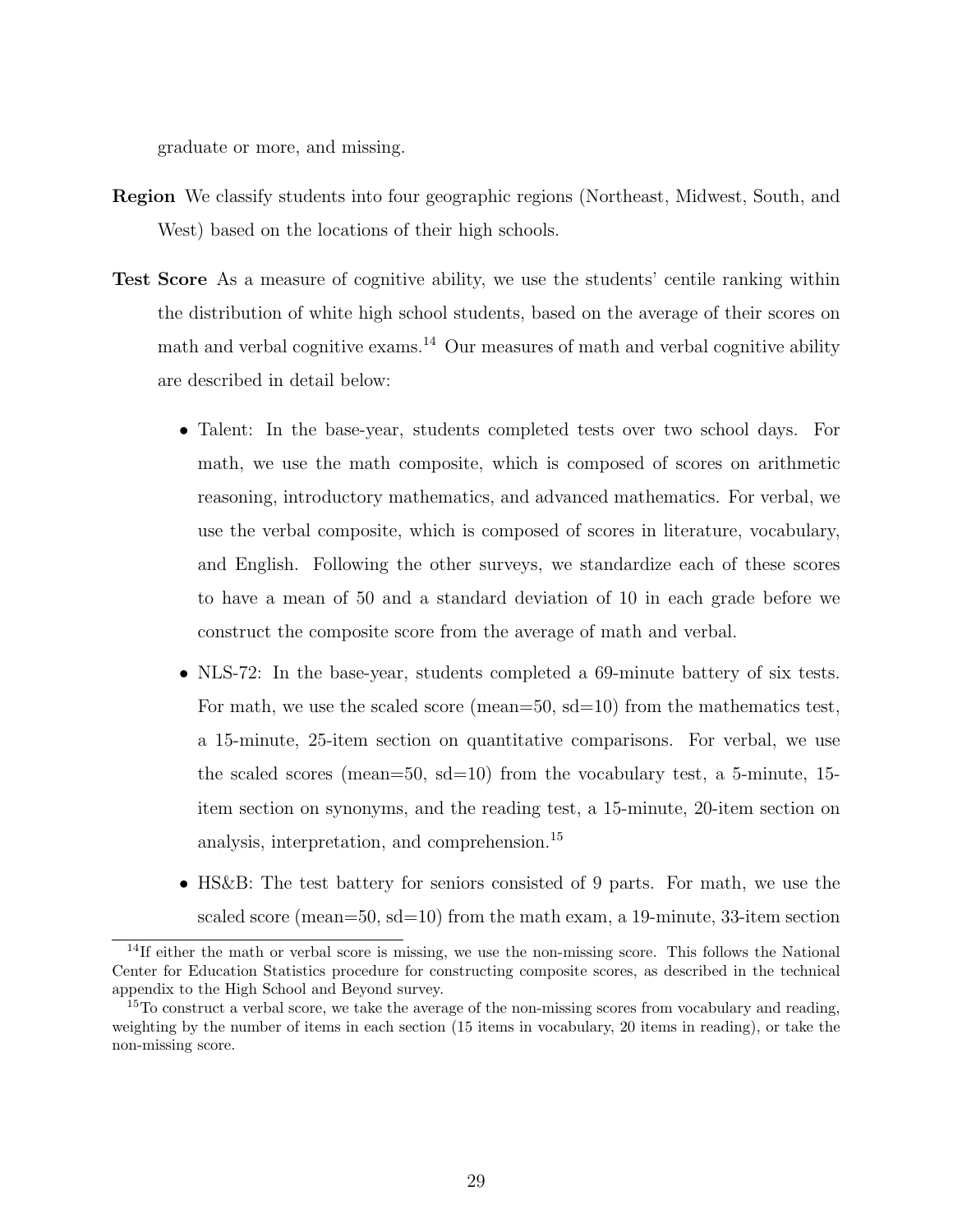graduate or more, and missing.

**Region** We classify students into four geographic regions (Northeast, Midwest, South, and West) based on the locations of their high schools.

**Test Score** As a measure of cognitive ability, we use the students' centile ranking within the distribution of white high school students, based on the average of their scores on math and verbal cognitive exams.[14] Our measures of math and verbal cognitive ability are described in detail below:

- Talent: In the base-year, students completed tests over two school days. For math, we use the math composite, which is composed of scores on arithmetic reasoning, introductory mathematics, and advanced mathematics. For verbal, we use the verbal composite, which is composed of scores in literature, vocabulary, and English. Following the other surveys, we standardize each of these scores to have a mean of 50 and a standard deviation of 10 in each grade before we construct the composite score from the average of math and verbal.
- NLS-72: In the base-year, students completed a 69-minute battery of six tests. For math, we use the scaled score (mean=50, sd=10) from the mathematics test, a 15-minute, 25-item section on quantitative comparisons. For verbal, we use the scaled scores (mean=50, sd=10) from the vocabulary test, a 5-minute, 15-item section on synonyms, and the reading test, a 15-minute, 20-item section on analysis, interpretation, and comprehension.[15]
- HS&B: The test battery for seniors consisted of 9 parts. For math, we use the scaled score (mean=50, sd=10) from the math exam, a 19-minute, 33-item section

[14] If either the math or verbal score is missing, we use the non-missing score. This follows the National Center for Education Statistics procedure for constructing composite scores, as described in the technical appendix to the High School and Beyond survey.

[15] To construct a verbal score, we take the average of the non-missing scores from vocabulary and reading, weighting by the number of items in each section (15 items in vocabulary, 20 items in reading), or take the non-missing score.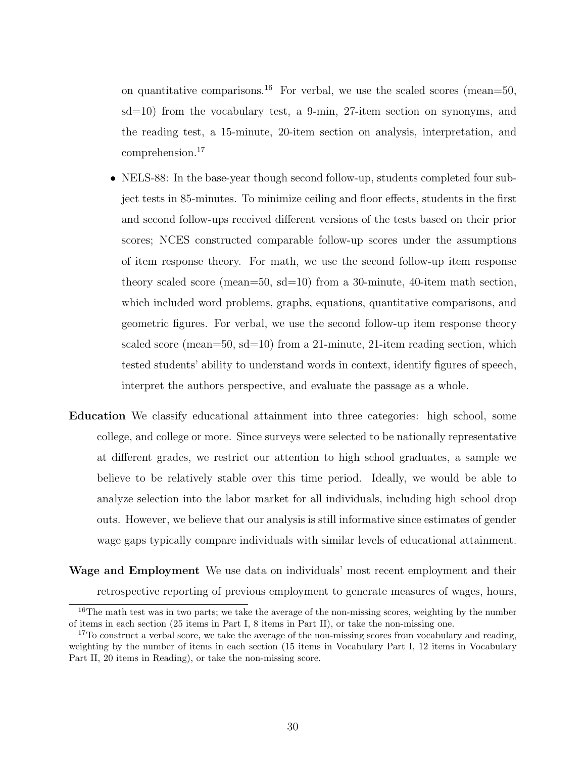on quantitative comparisons.[16] For verbal, we use the scaled scores (mean=50, sd=10) from the vocabulary test, a 9-min, 27-item section on synonyms, and the reading test, a 15-minute, 20-item section on analysis, interpretation, and comprehension.[17]

- NELS-88: In the base-year though second follow-up, students completed four subject tests in 85-minutes. To minimize ceiling and floor effects, students in the first and second follow-ups received different versions of the tests based on their prior scores; NCES constructed comparable follow-up scores under the assumptions of item response theory. For math, we use the second follow-up item response theory scaled score (mean=50, sd=10) from a 30-minute, 40-item math section, which included word problems, graphs, equations, quantitative comparisons, and geometric figures. For verbal, we use the second follow-up item response theory scaled score (mean=50, sd=10) from a 21-minute, 21-item reading section, which tested students' ability to understand words in context, identify figures of speech, interpret the authors perspective, and evaluate the passage as a whole.

**Education** We classify educational attainment into three categories: high school, some college, and college or more. Since surveys were selected to be nationally representative at different grades, we restrict our attention to high school graduates, a sample we believe to be relatively stable over this time period. Ideally, we would be able to analyze selection into the labor market for all individuals, including high school drop outs. However, we believe that our analysis is still informative since estimates of gender wage gaps typically compare individuals with similar levels of educational attainment.

**Wage and Employment** We use data on individuals' most recent employment and their retrospective reporting of previous employment to generate measures of wages, hours,

[16] The math test was in two parts; we take the average of the non-missing scores, weighting by the number of items in each section (25 items in Part I, 8 items in Part II), or take the non-missing one.

[17] To construct a verbal score, we take the average of the non-missing scores from vocabulary and reading, weighting by the number of items in each section (15 items in Vocabulary Part I, 12 items in Vocabulary Part II, 20 items in Reading), or take the non-missing score.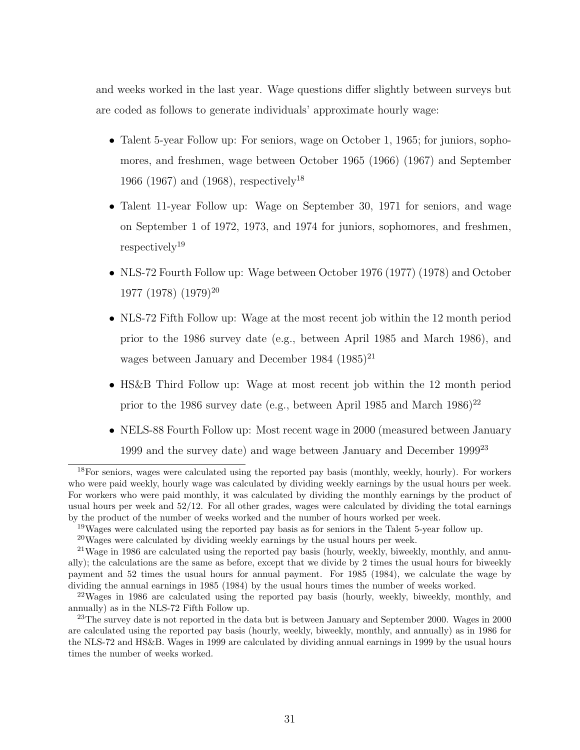and weeks worked in the last year. Wage questions differ slightly between surveys but are coded as follows to generate individuals' approximate hourly wage:

- Talent 5-year Follow up: For seniors, wage on October 1, 1965; for juniors, sophomores, and freshmen, wage between October 1965 (1966) (1967) and September 1966 (1967) and (1968), respectively[18]
- Talent 11-year Follow up: Wage on September 30, 1971 for seniors, and wage on September 1 of 1972, 1973, and 1974 for juniors, sophomores, and freshmen, respectively[19]
- NLS-72 Fourth Follow up: Wage between October 1976 (1977) (1978) and October 1977 (1978) (1979)[20]
- NLS-72 Fifth Follow up: Wage at the most recent job within the 12 month period prior to the 1986 survey date (e.g., between April 1985 and March 1986), and wages between January and December 1984 (1985)[21]
- HS&B Third Follow up: Wage at most recent job within the 12 month period prior to the 1986 survey date (e.g., between April 1985 and March 1986)[22]
- NELS-88 Fourth Follow up: Most recent wage in 2000 (measured between January 1999 and the survey date) and wage between January and December 1999[23]

---

[18]For seniors, wages were calculated using the reported pay basis (monthly, weekly, hourly). For workers who were paid weekly, hourly wage was calculated by dividing weekly earnings by the usual hours per week. For workers who were paid monthly, it was calculated by dividing the monthly earnings by the product of usual hours per week and 52/12. For all other grades, wages were calculated by dividing the total earnings by the product of the number of weeks worked and the number of hours worked per week.

[19]Wages were calculated using the reported pay basis as for seniors in the Talent 5-year follow up.

[20]Wages were calculated by dividing weekly earnings by the usual hours per week.

[21]Wage in 1986 are calculated using the reported pay basis (hourly, weekly, biweekly, monthly, and annually); the calculations are the same as before, except that we divide by 2 times the usual hours for biweekly payment and 52 times the usual hours for annual payment. For 1985 (1984), we calculate the wage by dividing the annual earnings in 1985 (1984) by the usual hours times the number of weeks worked.

[22]Wages in 1986 are calculated using the reported pay basis (hourly, weekly, biweekly, monthly, and annually) as in the NLS-72 Fifth Follow up.

[23]The survey date is not reported in the data but is between January and September 2000. Wages in 2000 are calculated using the reported pay basis (hourly, weekly, biweekly, monthly, and annually) as in 1986 for the NLS-72 and HS&B. Wages in 1999 are calculated by dividing annual earnings in 1999 by the usual hours times the number of weeks worked.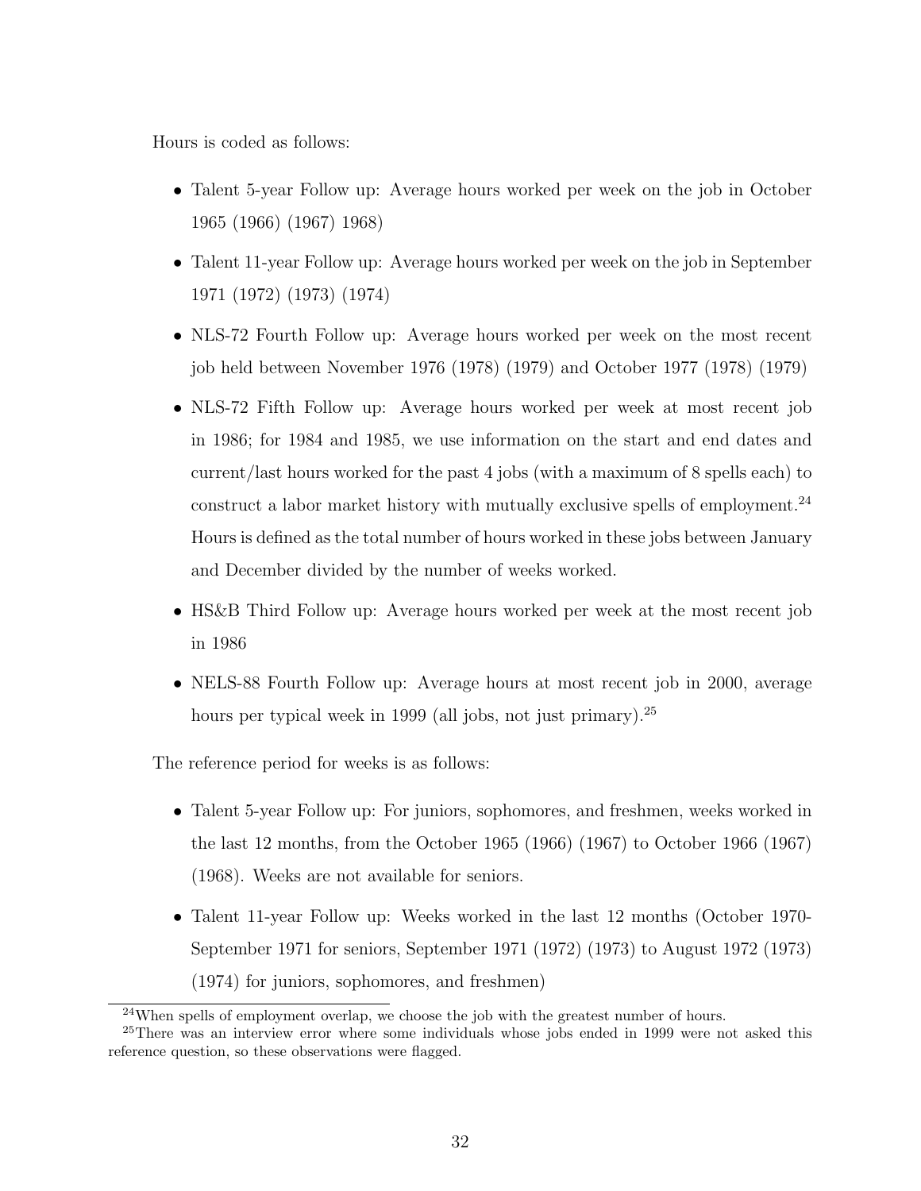Hours is coded as follows:

- Talent 5-year Follow up: Average hours worked per week on the job in October 1965 (1966) (1967) 1968)
- Talent 11-year Follow up: Average hours worked per week on the job in September 1971 (1972) (1973) (1974)
- NLS-72 Fourth Follow up: Average hours worked per week on the most recent job held between November 1976 (1978) (1979) and October 1977 (1978) (1979)
- NLS-72 Fifth Follow up: Average hours worked per week at most recent job in 1986; for 1984 and 1985, we use information on the start and end dates and current/last hours worked for the past 4 jobs (with a maximum of 8 spells each) to construct a labor market history with mutually exclusive spells of employment.[24] Hours is defined as the total number of hours worked in these jobs between January and December divided by the number of weeks worked.
- HS&B Third Follow up: Average hours worked per week at the most recent job in 1986
- NELS-88 Fourth Follow up: Average hours at most recent job in 2000, average hours per typical week in 1999 (all jobs, not just primary).[25]

The reference period for weeks is as follows:

- Talent 5-year Follow up: For juniors, sophomores, and freshmen, weeks worked in the last 12 months, from the October 1965 (1966) (1967) to October 1966 (1967) (1968). Weeks are not available for seniors.
- Talent 11-year Follow up: Weeks worked in the last 12 months (October 1970-September 1971 for seniors, September 1971 (1972) (1973) to August 1972 (1973) (1974) for juniors, sophomores, and freshmen)

[24] When spells of employment overlap, we choose the job with the greatest number of hours.

[25] There was an interview error where some individuals whose jobs ended in 1999 were not asked this reference question, so these observations were flagged.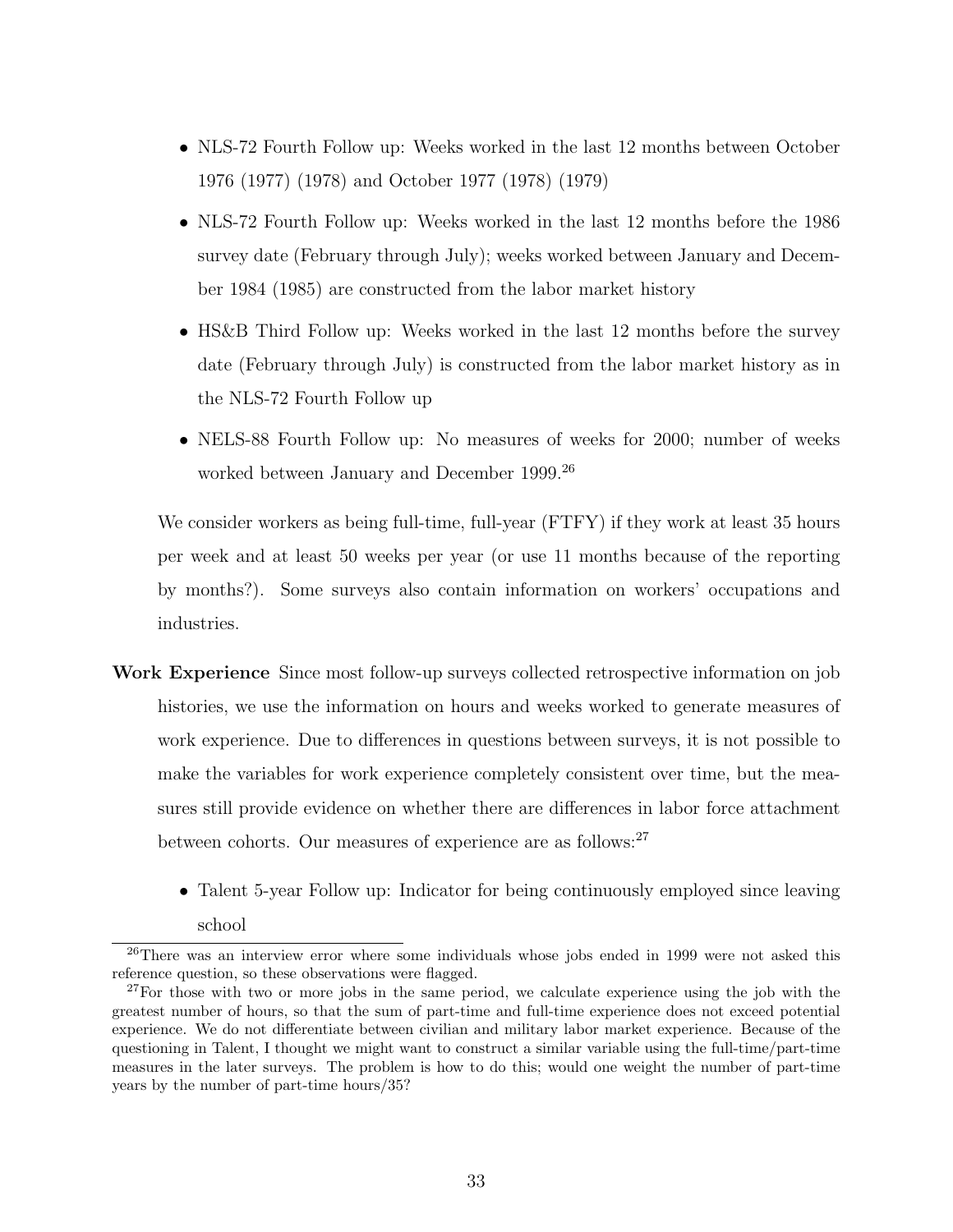- NLS-72 Fourth Follow up: Weeks worked in the last 12 months between October 1976 (1977) (1978) and October 1977 (1978) (1979)
- NLS-72 Fourth Follow up: Weeks worked in the last 12 months before the 1986 survey date (February through July); weeks worked between January and December 1984 (1985) are constructed from the labor market history
- HS&B Third Follow up: Weeks worked in the last 12 months before the survey date (February through July) is constructed from the labor market history as in the NLS-72 Fourth Follow up
- NELS-88 Fourth Follow up: No measures of weeks for 2000; number of weeks worked between January and December 1999.[26]

We consider workers as being full-time, full-year (FTFY) if they work at least 35 hours per week and at least 50 weeks per year (or use 11 months because of the reporting by months?). Some surveys also contain information on workers' occupations and industries.

**Work Experience** Since most follow-up surveys collected retrospective information on job histories, we use the information on hours and weeks worked to generate measures of work experience. Due to differences in questions between surveys, it is not possible to make the variables for work experience completely consistent over time, but the measures still provide evidence on whether there are differences in labor force attachment between cohorts. Our measures of experience are as follows:[27]

- Talent 5-year Follow up: Indicator for being continuously employed since leaving school

[26] There was an interview error where some individuals whose jobs ended in 1999 were not asked this reference question, so these observations were flagged.

[27] For those with two or more jobs in the same period, we calculate experience using the job with the greatest number of hours, so that the sum of part-time and full-time experience does not exceed potential experience. We do not differentiate between civilian and military labor market experience. Because of the questioning in Talent, I thought we might want to construct a similar variable using the full-time/part-time measures in the later surveys. The problem is how to do this; would one weight the number of part-time years by the number of part-time hours/35?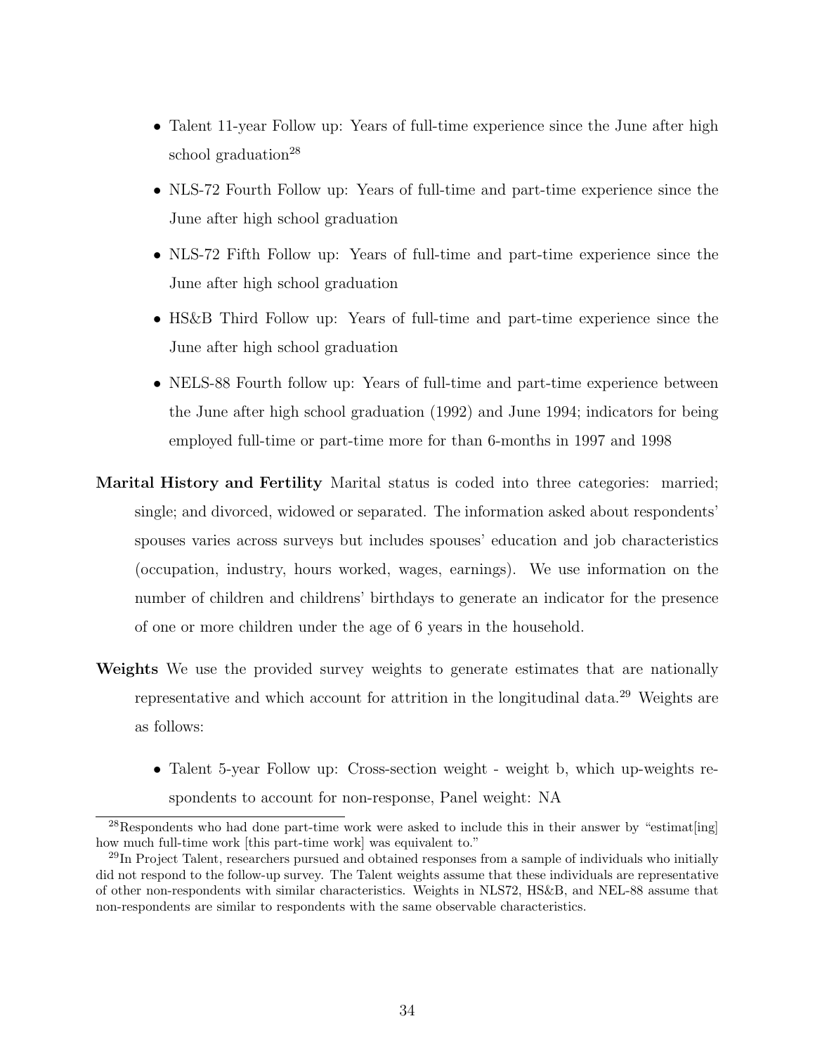- Talent 11-year Follow up: Years of full-time experience since the June after high school graduation[28]
- NLS-72 Fourth Follow up: Years of full-time and part-time experience since the June after high school graduation
- NLS-72 Fifth Follow up: Years of full-time and part-time experience since the June after high school graduation
- HS&B Third Follow up: Years of full-time and part-time experience since the June after high school graduation
- NELS-88 Fourth follow up: Years of full-time and part-time experience between the June after high school graduation (1992) and June 1994; indicators for being employed full-time or part-time more for than 6-months in 1997 and 1998

**Marital History and Fertility** Marital status is coded into three categories: married; single; and divorced, widowed or separated. The information asked about respondents' spouses varies across surveys but includes spouses' education and job characteristics (occupation, industry, hours worked, wages, earnings). We use information on the number of children and childrens' birthdays to generate an indicator for the presence of one or more children under the age of 6 years in the household.

**Weights** We use the provided survey weights to generate estimates that are nationally representative and which account for attrition in the longitudinal data.[29] Weights are as follows:

- Talent 5-year Follow up: Cross-section weight - weight b, which up-weights respondents to account for non-response, Panel weight: NA

[28] Respondents who had done part-time work were asked to include this in their answer by "estimat[ing] how much full-time work [this part-time work] was equivalent to."

[29] In Project Talent, researchers pursued and obtained responses from a sample of individuals who initially did not respond to the follow-up survey. The Talent weights assume that these individuals are representative of other non-respondents with similar characteristics. Weights in NLS72, HS&B, and NEL-88 assume that non-respondents are similar to respondents with the same observable characteristics.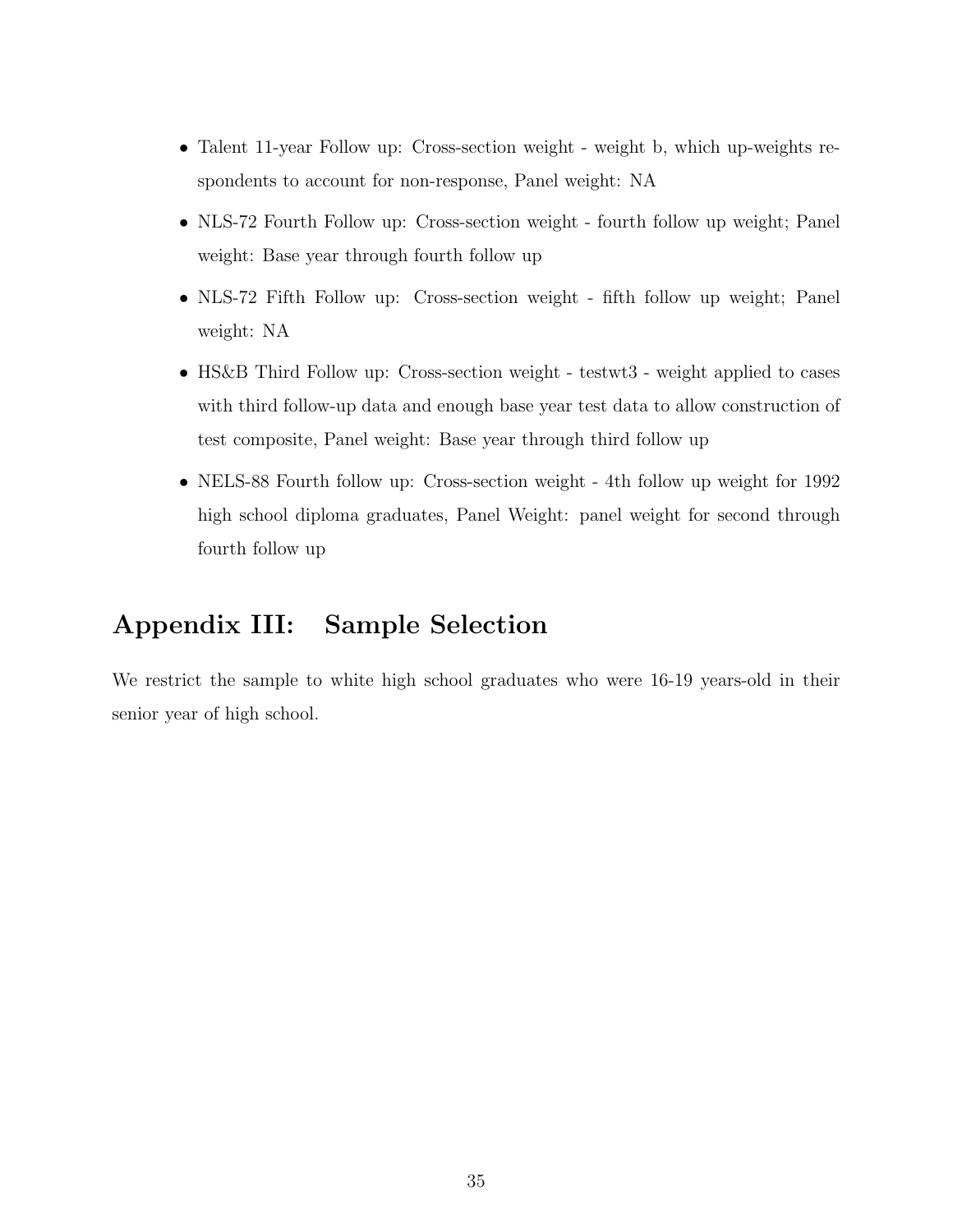- Talent 11-year Follow up: Cross-section weight - weight b, which up-weights respondents to account for non-response, Panel weight: NA
- NLS-72 Fourth Follow up: Cross-section weight - fourth follow up weight; Panel weight: Base year through fourth follow up
- NLS-72 Fifth Follow up: Cross-section weight - fifth follow up weight; Panel weight: NA
- HS&B Third Follow up: Cross-section weight - testwt3 - weight applied to cases with third follow-up data and enough base year test data to allow construction of test composite, Panel weight: Base year through third follow up
- NELS-88 Fourth follow up: Cross-section weight - 4th follow up weight for 1992 high school diploma graduates, Panel Weight: panel weight for second through fourth follow up

## Appendix III: Sample Selection

We restrict the sample to white high school graduates who were 16-19 years-old in their senior year of high school.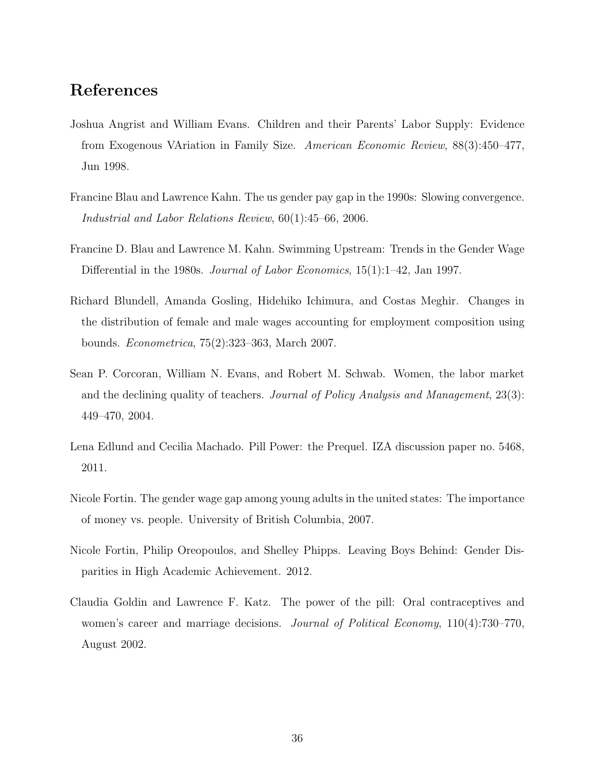## References

Joshua Angrist and William Evans. Children and their Parents' Labor Supply: Evidence from Exogenous VAriation in Family Size. *American Economic Review*, 88(3):450–477, Jun 1998.

Francine Blau and Lawrence Kahn. The us gender pay gap in the 1990s: Slowing convergence. *Industrial and Labor Relations Review*, 60(1):45–66, 2006.

Francine D. Blau and Lawrence M. Kahn. Swimming Upstream: Trends in the Gender Wage Differential in the 1980s. *Journal of Labor Economics*, 15(1):1–42, Jan 1997.

Richard Blundell, Amanda Gosling, Hidehiko Ichimura, and Costas Meghir. Changes in the distribution of female and male wages accounting for employment composition using bounds. *Econometrica*, 75(2):323–363, March 2007.

Sean P. Corcoran, William N. Evans, and Robert M. Schwab. Women, the labor market and the declining quality of teachers. *Journal of Policy Analysis and Management*, 23(3): 449–470, 2004.

Lena Edlund and Cecilia Machado. Pill Power: the Prequel. IZA discussion paper no. 5468, 2011.

Nicole Fortin. The gender wage gap among young adults in the united states: The importance of money vs. people. University of British Columbia, 2007.

Nicole Fortin, Philip Oreopoulos, and Shelley Phipps. Leaving Boys Behind: Gender Disparities in High Academic Achievement. 2012.

Claudia Goldin and Lawrence F. Katz. The power of the pill: Oral contraceptives and women's career and marriage decisions. *Journal of Political Economy*, 110(4):730–770, August 2002.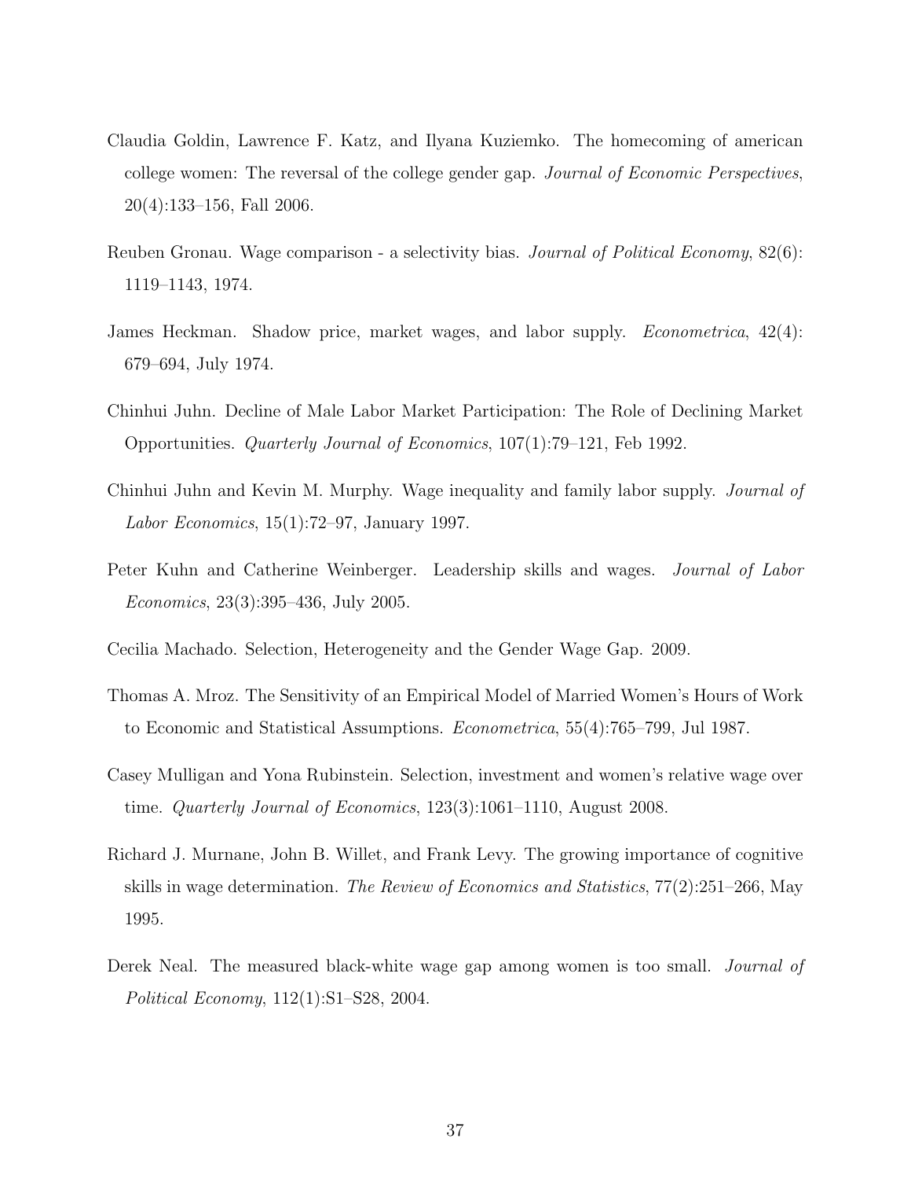Claudia Goldin, Lawrence F. Katz, and Ilyana Kuziemko. The homecoming of american college women: The reversal of the college gender gap. *Journal of Economic Perspectives*, 20(4):133–156, Fall 2006.

Reuben Gronau. Wage comparison - a selectivity bias. *Journal of Political Economy*, 82(6): 1119–1143, 1974.

James Heckman. Shadow price, market wages, and labor supply. *Econometrica*, 42(4): 679–694, July 1974.

Chinhui Juhn. Decline of Male Labor Market Participation: The Role of Declining Market Opportunities. *Quarterly Journal of Economics*, 107(1):79–121, Feb 1992.

Chinhui Juhn and Kevin M. Murphy. Wage inequality and family labor supply. *Journal of Labor Economics*, 15(1):72–97, January 1997.

Peter Kuhn and Catherine Weinberger. Leadership skills and wages. *Journal of Labor Economics*, 23(3):395–436, July 2005.

Cecilia Machado. Selection, Heterogeneity and the Gender Wage Gap. 2009.

Thomas A. Mroz. The Sensitivity of an Empirical Model of Married Women's Hours of Work to Economic and Statistical Assumptions. *Econometrica*, 55(4):765–799, Jul 1987.

Casey Mulligan and Yona Rubinstein. Selection, investment and women's relative wage over time. *Quarterly Journal of Economics*, 123(3):1061–1110, August 2008.

Richard J. Murnane, John B. Willet, and Frank Levy. The growing importance of cognitive skills in wage determination. *The Review of Economics and Statistics*, 77(2):251–266, May 1995.

Derek Neal. The measured black-white wage gap among women is too small. *Journal of Political Economy*, 112(1):S1–S28, 2004.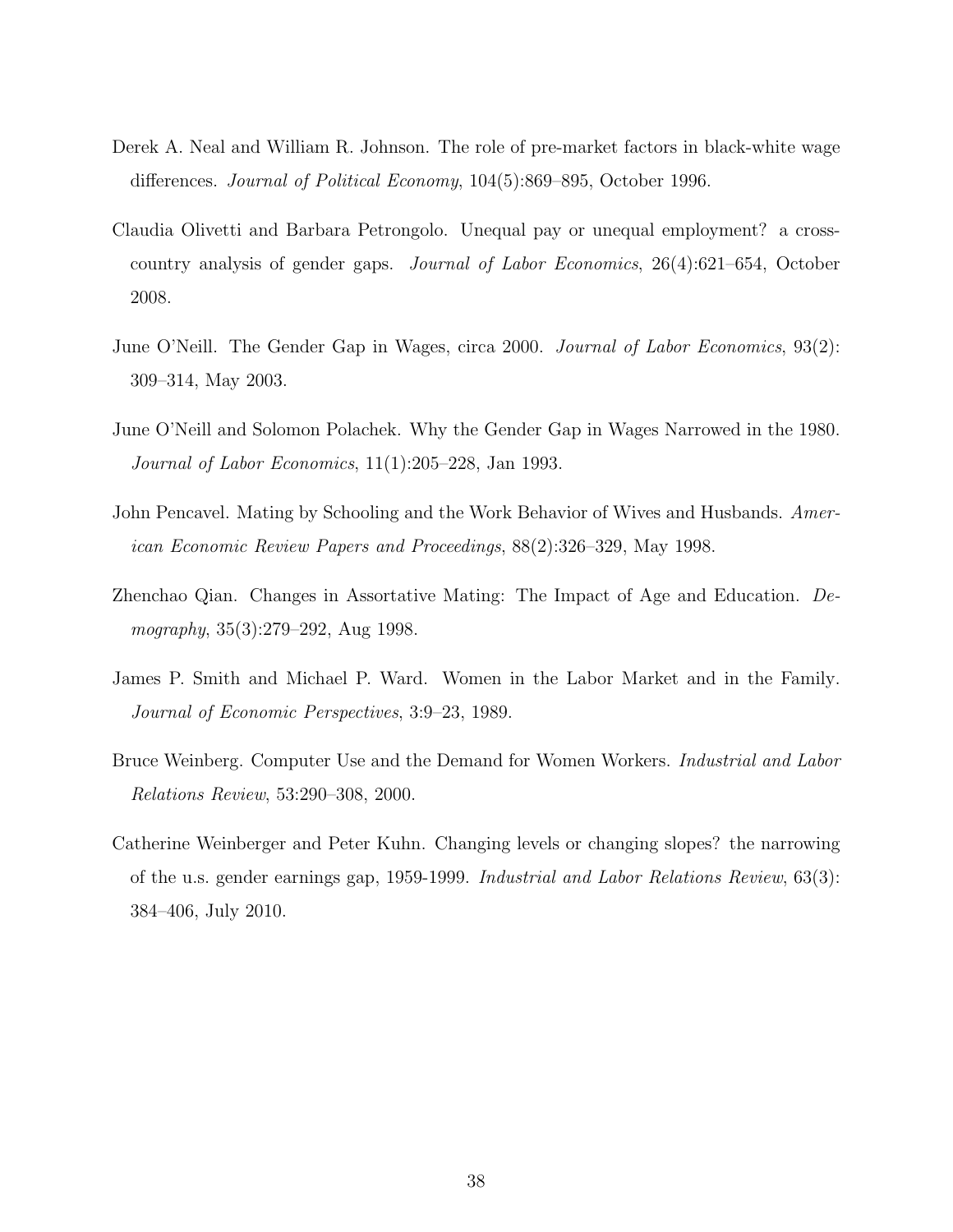Derek A. Neal and William R. Johnson. The role of pre-market factors in black-white wage differences. *Journal of Political Economy*, 104(5):869–895, October 1996.

Claudia Olivetti and Barbara Petrongolo. Unequal pay or unequal employment? a cross-country analysis of gender gaps. *Journal of Labor Economics*, 26(4):621–654, October 2008.

June O'Neill. The Gender Gap in Wages, circa 2000. *Journal of Labor Economics*, 93(2): 309–314, May 2003.

June O'Neill and Solomon Polachek. Why the Gender Gap in Wages Narrowed in the 1980. *Journal of Labor Economics*, 11(1):205–228, Jan 1993.

John Pencavel. Mating by Schooling and the Work Behavior of Wives and Husbands. *American Economic Review Papers and Proceedings*, 88(2):326–329, May 1998.

Zhenchao Qian. Changes in Assortative Mating: The Impact of Age and Education. *Demography*, 35(3):279–292, Aug 1998.

James P. Smith and Michael P. Ward. Women in the Labor Market and in the Family. *Journal of Economic Perspectives*, 3:9–23, 1989.

Bruce Weinberg. Computer Use and the Demand for Women Workers. *Industrial and Labor Relations Review*, 53:290–308, 2000.

Catherine Weinberger and Peter Kuhn. Changing levels or changing slopes? the narrowing of the u.s. gender earnings gap, 1959-1999. *Industrial and Labor Relations Review*, 63(3): 384–406, July 2010.